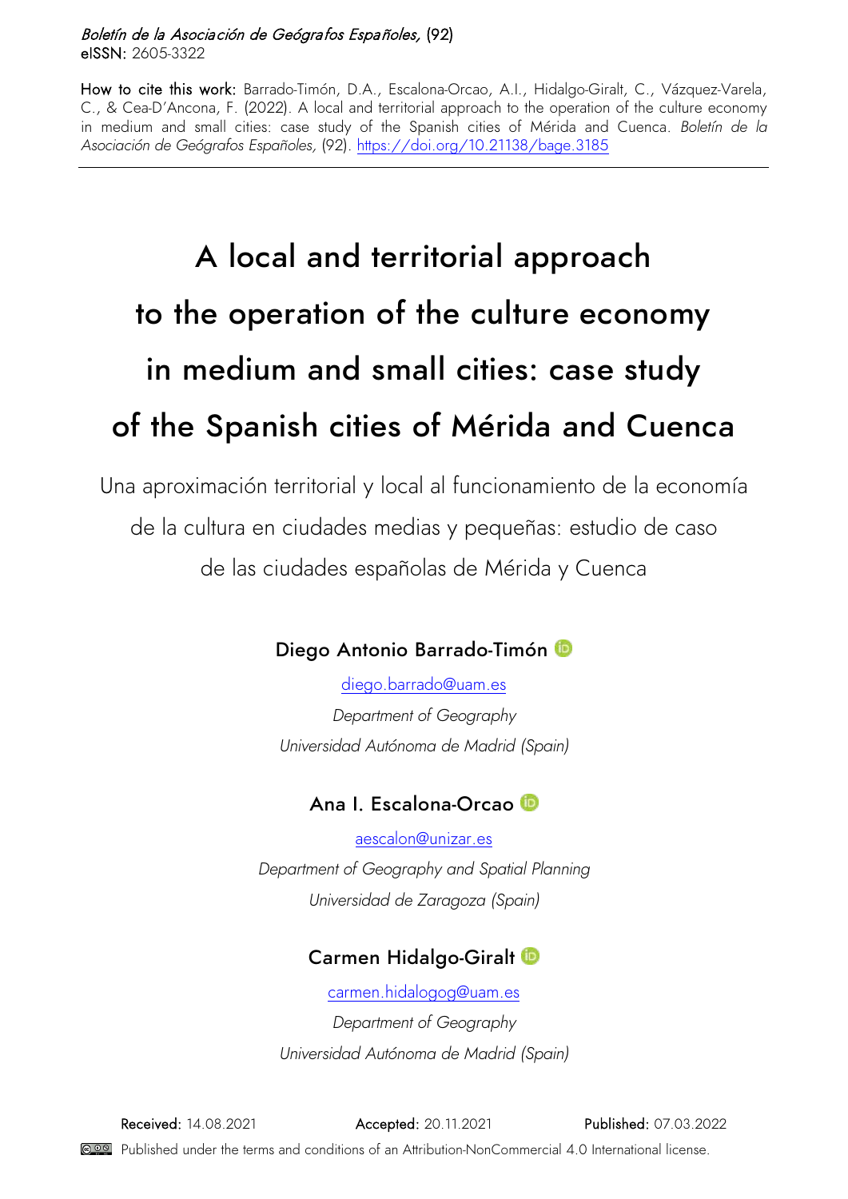*Boletín de la Asociación de Geógrafos Españoles*, (92)
**eISSN:** 2605-3322

**How to cite this work:** Barrado-Timón, D.A., Escalona-Orcao, A.I., Hidalgo-Giralt, C., Vázquez-Varela, C., & Cea-D'Ancona, F. (2022). A local and territorial approach to the operation of the culture economy in medium and small cities: case study of the Spanish cities of Mérida and Cuenca. *Boletín de la Asociación de Geógrafos Españoles*, (92). https://doi.org/10.21138/bage.3185

---

# A local and territorial approach to the operation of the culture economy in medium and small cities: case study of the Spanish cities of Mérida and Cuenca

Una aproximación territorial y local al funcionamiento de la economía de la cultura en ciudades medias y pequeñas: estudio de caso de las ciudades españolas de Mérida y Cuenca

**Diego Antonio Barrado-Timón**

diego.barrado@uam.es

*Department of Geography*

*Universidad Autónoma de Madrid (Spain)*

**Ana I. Escalona-Orcao**

aescalon@unizar.es

*Department of Geography and Spatial Planning*

*Universidad de Zaragoza (Spain)*

**Carmen Hidalgo-Giralt**

carmen.hidalgog@uam.es

*Department of Geography*

*Universidad Autónoma de Madrid (Spain)*

**Received:** 14.08.2021 **Accepted:** 20.11.2021 **Published:** 07.03.2022

Published under the terms and conditions of an Attribution-NonCommercial 4.0 International license.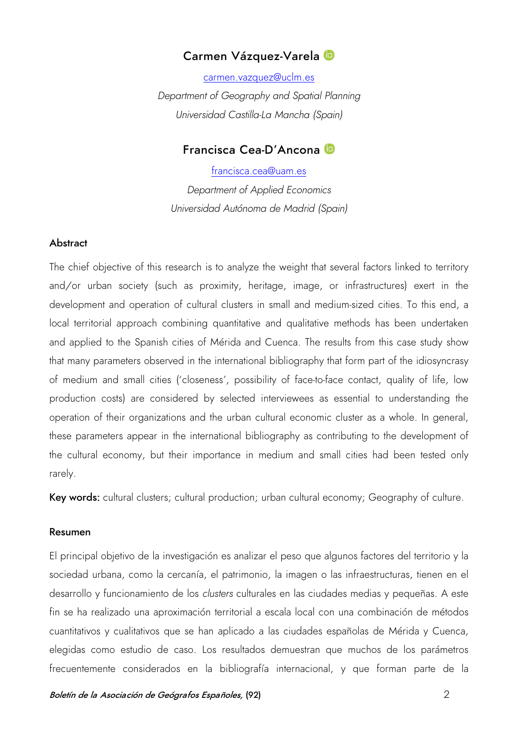**Carmen Vázquez-Varela**

carmen.vazquez@uclm.es

*Department of Geography and Spatial Planning*

*Universidad Castilla-La Mancha (Spain)*

**Francisca Cea-D'Ancona**

francisca.cea@uam.es

*Department of Applied Economics*

*Universidad Autónoma de Madrid (Spain)*

### Abstract

The chief objective of this research is to analyze the weight that several factors linked to territory and/or urban society (such as proximity, heritage, image, or infrastructures) exert in the development and operation of cultural clusters in small and medium-sized cities. To this end, a local territorial approach combining quantitative and qualitative methods has been undertaken and applied to the Spanish cities of Mérida and Cuenca. The results from this case study show that many parameters observed in the international bibliography that form part of the idiosyncrasy of medium and small cities ('closeness', possibility of face-to-face contact, quality of life, low production costs) are considered by selected interviewees as essential to understanding the operation of their organizations and the urban cultural economic cluster as a whole. In general, these parameters appear in the international bibliography as contributing to the development of the cultural economy, but their importance in medium and small cities had been tested only rarely.

**Key words:** cultural clusters; cultural production; urban cultural economy; Geography of culture.

### Resumen

El principal objetivo de la investigación es analizar el peso que algunos factores del territorio y la sociedad urbana, como la cercanía, el patrimonio, la imagen o las infraestructuras, tienen en el desarrollo y funcionamiento de los *clusters* culturales en las ciudades medias y pequeñas. A este fin se ha realizado una aproximación territorial a escala local con una combinación de métodos cuantitativos y cualitativos que se han aplicado a las ciudades españolas de Mérida y Cuenca, elegidas como estudio de caso. Los resultados demuestran que muchos de los parámetros frecuentemente considerados en la bibliografía internacional, y que forman parte de la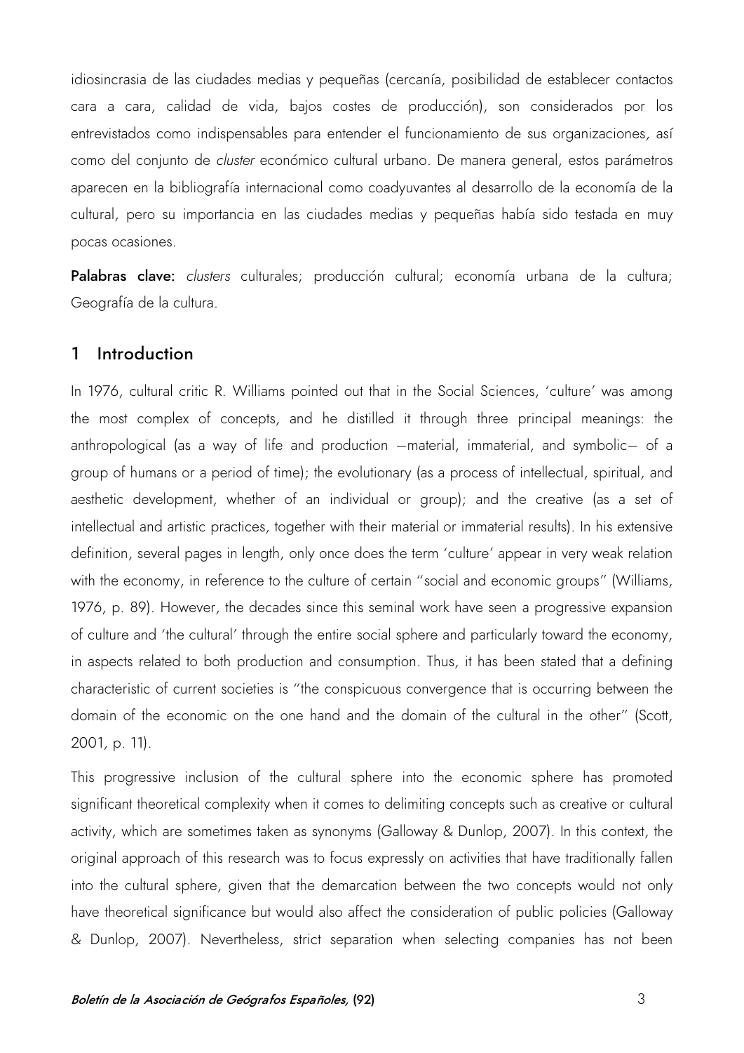idiosincrasia de las ciudades medias y pequeñas (cercanía, posibilidad de establecer contactos cara a cara, calidad de vida, bajos costes de producción), son considerados por los entrevistados como indispensables para entender el funcionamiento de sus organizaciones, así como del conjunto de *cluster* económico cultural urbano. De manera general, estos parámetros aparecen en la bibliografía internacional como coadyuvantes al desarrollo de la economía de la cultural, pero su importancia en las ciudades medias y pequeñas había sido testada en muy pocas ocasiones.

**Palabras clave:** *clusters* culturales; producción cultural; economía urbana de la cultura; Geografía de la cultura.

## 1 Introduction

In 1976, cultural critic R. Williams pointed out that in the Social Sciences, 'culture' was among the most complex of concepts, and he distilled it through three principal meanings: the anthropological (as a way of life and production —material, immaterial, and symbolic— of a group of humans or a period of time); the evolutionary (as a process of intellectual, spiritual, and aesthetic development, whether of an individual or group); and the creative (as a set of intellectual and artistic practices, together with their material or immaterial results). In his extensive definition, several pages in length, only once does the term 'culture' appear in very weak relation with the economy, in reference to the culture of certain "social and economic groups" (Williams, 1976, p. 89). However, the decades since this seminal work have seen a progressive expansion of culture and 'the cultural' through the entire social sphere and particularly toward the economy, in aspects related to both production and consumption. Thus, it has been stated that a defining characteristic of current societies is "the conspicuous convergence that is occurring between the domain of the economic on the one hand and the domain of the cultural in the other" (Scott, 2001, p. 11).

This progressive inclusion of the cultural sphere into the economic sphere has promoted significant theoretical complexity when it comes to delimiting concepts such as creative or cultural activity, which are sometimes taken as synonyms (Galloway & Dunlop, 2007). In this context, the original approach of this research was to focus expressly on activities that have traditionally fallen into the cultural sphere, given that the demarcation between the two concepts would not only have theoretical significance but would also affect the consideration of public policies (Galloway & Dunlop, 2007). Nevertheless, strict separation when selecting companies has not been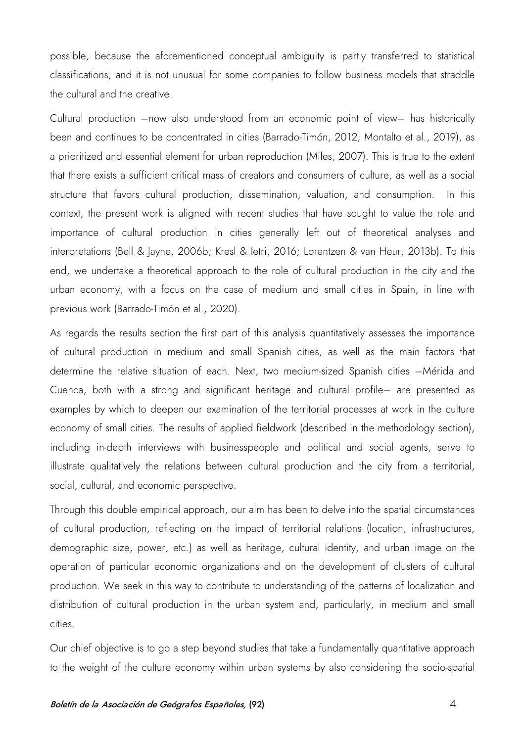possible, because the aforementioned conceptual ambiguity is partly transferred to statistical classifications; and it is not unusual for some companies to follow business models that straddle the cultural and the creative.

Cultural production —now also understood from an economic point of view— has historically been and continues to be concentrated in cities (Barrado-Timón, 2012; Montalto et al., 2019), as a prioritized and essential element for urban reproduction (Miles, 2007). This is true to the extent that there exists a sufficient critical mass of creators and consumers of culture, as well as a social structure that favors cultural production, dissemination, valuation, and consumption. In this context, the present work is aligned with recent studies that have sought to value the role and importance of cultural production in cities generally left out of theoretical analyses and interpretations (Bell & Jayne, 2006b; Kresl & Ietri, 2016; Lorentzen & van Heur, 2013b). To this end, we undertake a theoretical approach to the role of cultural production in the city and the urban economy, with a focus on the case of medium and small cities in Spain, in line with previous work (Barrado-Timón et al., 2020).

As regards the results section the first part of this analysis quantitatively assesses the importance of cultural production in medium and small Spanish cities, as well as the main factors that determine the relative situation of each. Next, two medium-sized Spanish cities —Mérida and Cuenca, both with a strong and significant heritage and cultural profile— are presented as examples by which to deepen our examination of the territorial processes at work in the culture economy of small cities. The results of applied fieldwork (described in the methodology section), including in-depth interviews with businesspeople and political and social agents, serve to illustrate qualitatively the relations between cultural production and the city from a territorial, social, cultural, and economic perspective.

Through this double empirical approach, our aim has been to delve into the spatial circumstances of cultural production, reflecting on the impact of territorial relations (location, infrastructures, demographic size, power, etc.) as well as heritage, cultural identity, and urban image on the operation of particular economic organizations and on the development of clusters of cultural production. We seek in this way to contribute to understanding of the patterns of localization and distribution of cultural production in the urban system and, particularly, in medium and small cities.

Our chief objective is to go a step beyond studies that take a fundamentally quantitative approach to the weight of the culture economy within urban systems by also considering the socio-spatial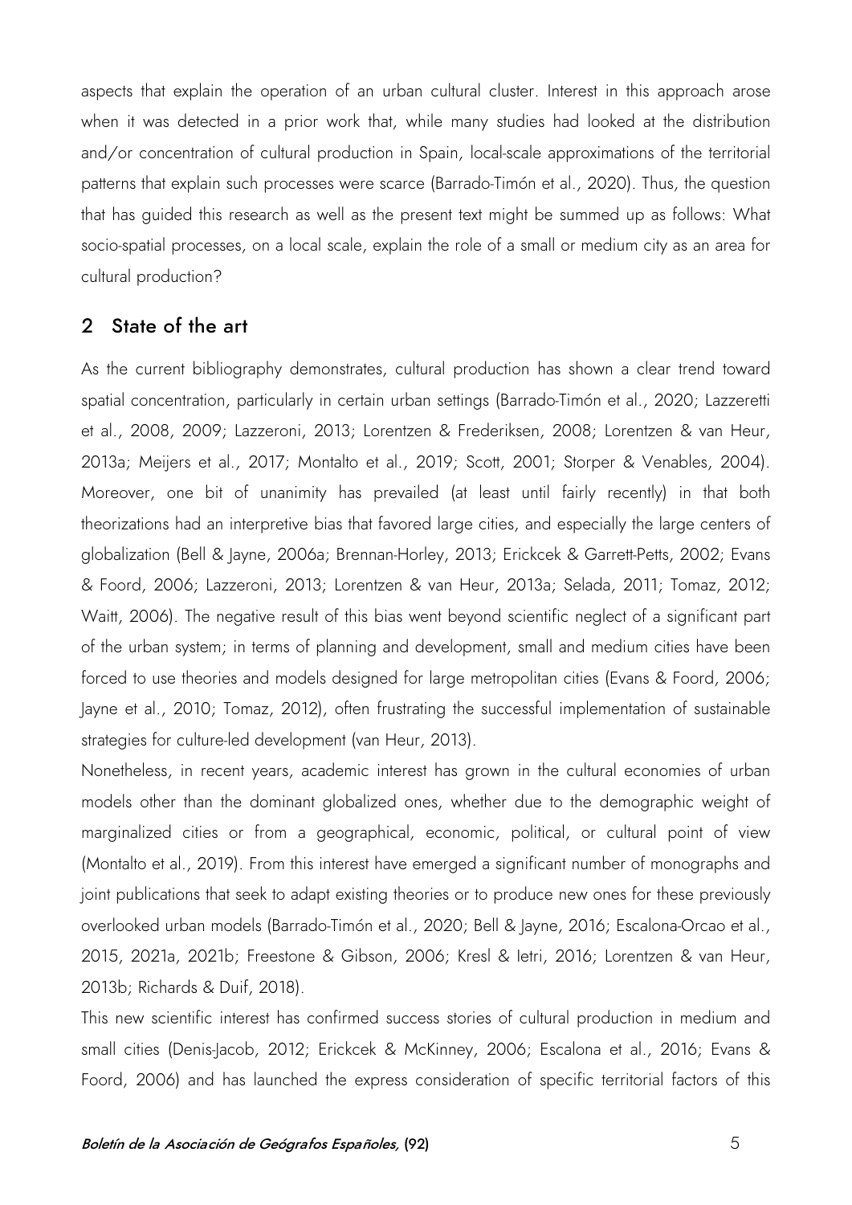aspects that explain the operation of an urban cultural cluster. Interest in this approach arose when it was detected in a prior work that, while many studies had looked at the distribution and/or concentration of cultural production in Spain, local-scale approximations of the territorial patterns that explain such processes were scarce (Barrado-Timón et al., 2020). Thus, the question that has guided this research as well as the present text might be summed up as follows: What socio-spatial processes, on a local scale, explain the role of a small or medium city as an area for cultural production?

## 2 State of the art

As the current bibliography demonstrates, cultural production has shown a clear trend toward spatial concentration, particularly in certain urban settings (Barrado-Timón et al., 2020; Lazzeretti et al., 2008, 2009; Lazzeroni, 2013; Lorentzen & Frederiksen, 2008; Lorentzen & van Heur, 2013a; Meijers et al., 2017; Montalto et al., 2019; Scott, 2001; Storper & Venables, 2004). Moreover, one bit of unanimity has prevailed (at least until fairly recently) in that both theorizations had an interpretive bias that favored large cities, and especially the large centers of globalization (Bell & Jayne, 2006a; Brennan-Horley, 2013; Erickcek & Garrett-Petts, 2002; Evans & Foord, 2006; Lazzeroni, 2013; Lorentzen & van Heur, 2013a; Selada, 2011; Tomaz, 2012; Waitt, 2006). The negative result of this bias went beyond scientific neglect of a significant part of the urban system; in terms of planning and development, small and medium cities have been forced to use theories and models designed for large metropolitan cities (Evans & Foord, 2006; Jayne et al., 2010; Tomaz, 2012), often frustrating the successful implementation of sustainable strategies for culture-led development (van Heur, 2013).

Nonetheless, in recent years, academic interest has grown in the cultural economies of urban models other than the dominant globalized ones, whether due to the demographic weight of marginalized cities or from a geographical, economic, political, or cultural point of view (Montalto et al., 2019). From this interest have emerged a significant number of monographs and joint publications that seek to adapt existing theories or to produce new ones for these previously overlooked urban models (Barrado-Timón et al., 2020; Bell & Jayne, 2016; Escalona-Orcao et al., 2015, 2021a, 2021b; Freestone & Gibson, 2006; Kresl & Ietri, 2016; Lorentzen & van Heur, 2013b; Richards & Duif, 2018).

This new scientific interest has confirmed success stories of cultural production in medium and small cities (Denis-Jacob, 2012; Erickcek & McKinney, 2006; Escalona et al., 2016; Evans & Foord, 2006) and has launched the express consideration of specific territorial factors of this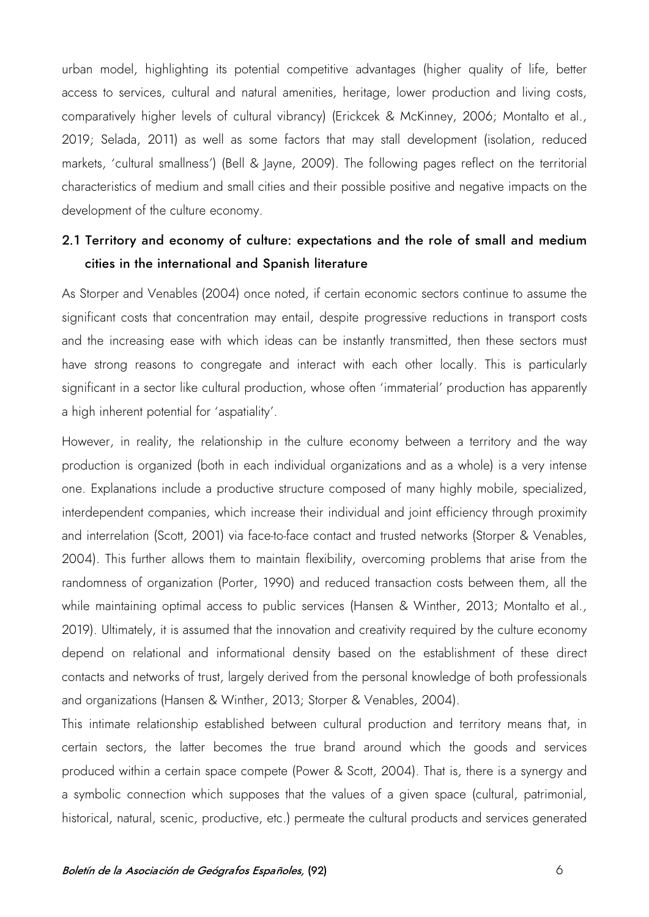urban model, highlighting its potential competitive advantages (higher quality of life, better access to services, cultural and natural amenities, heritage, lower production and living costs, comparatively higher levels of cultural vibrancy) (Erickcek & McKinney, 2006; Montalto et al., 2019; Selada, 2011) as well as some factors that may stall development (isolation, reduced markets, 'cultural smallness') (Bell & Jayne, 2009). The following pages reflect on the territorial characteristics of medium and small cities and their possible positive and negative impacts on the development of the culture economy.

## 2.1 Territory and economy of culture: expectations and the role of small and medium cities in the international and Spanish literature

As Storper and Venables (2004) once noted, if certain economic sectors continue to assume the significant costs that concentration may entail, despite progressive reductions in transport costs and the increasing ease with which ideas can be instantly transmitted, then these sectors must have strong reasons to congregate and interact with each other locally. This is particularly significant in a sector like cultural production, whose often 'immaterial' production has apparently a high inherent potential for 'aspatiality'.

However, in reality, the relationship in the culture economy between a territory and the way production is organized (both in each individual organizations and as a whole) is a very intense one. Explanations include a productive structure composed of many highly mobile, specialized, interdependent companies, which increase their individual and joint efficiency through proximity and interrelation (Scott, 2001) via face-to-face contact and trusted networks (Storper & Venables, 2004). This further allows them to maintain flexibility, overcoming problems that arise from the randomness of organization (Porter, 1990) and reduced transaction costs between them, all the while maintaining optimal access to public services (Hansen & Winther, 2013; Montalto et al., 2019). Ultimately, it is assumed that the innovation and creativity required by the culture economy depend on relational and informational density based on the establishment of these direct contacts and networks of trust, largely derived from the personal knowledge of both professionals and organizations (Hansen & Winther, 2013; Storper & Venables, 2004).

This intimate relationship established between cultural production and territory means that, in certain sectors, the latter becomes the true brand around which the goods and services produced within a certain space compete (Power & Scott, 2004). That is, there is a synergy and a symbolic connection which supposes that the values of a given space (cultural, patrimonial, historical, natural, scenic, productive, etc.) permeate the cultural products and services generated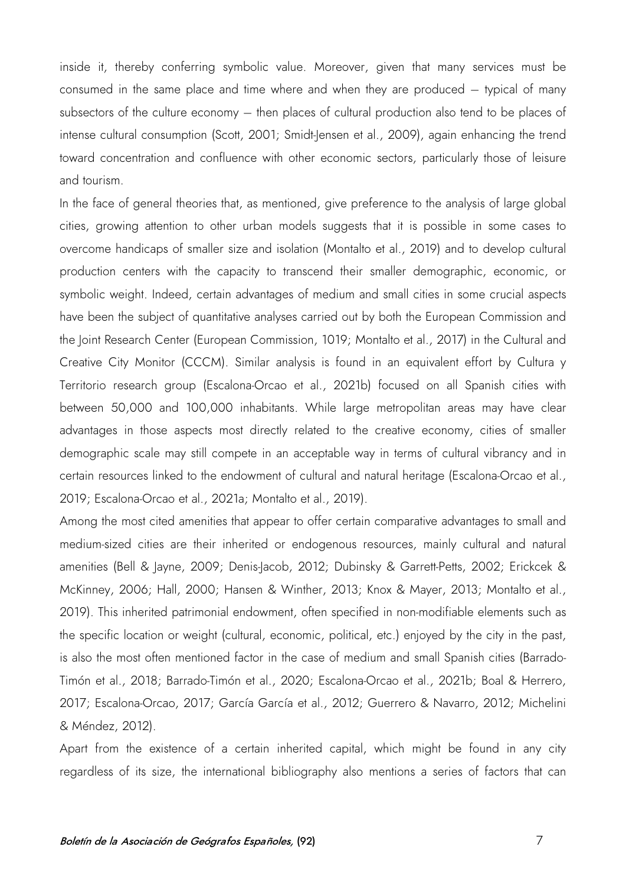inside it, thereby conferring symbolic value. Moreover, given that many services must be consumed in the same place and time where and when they are produced – typical of many subsectors of the culture economy – then places of cultural production also tend to be places of intense cultural consumption (Scott, 2001; Smidt-Jensen et al., 2009), again enhancing the trend toward concentration and confluence with other economic sectors, particularly those of leisure and tourism.

In the face of general theories that, as mentioned, give preference to the analysis of large global cities, growing attention to other urban models suggests that it is possible in some cases to overcome handicaps of smaller size and isolation (Montalto et al., 2019) and to develop cultural production centers with the capacity to transcend their smaller demographic, economic, or symbolic weight. Indeed, certain advantages of medium and small cities in some crucial aspects have been the subject of quantitative analyses carried out by both the European Commission and the Joint Research Center (European Commission, 1019; Montalto et al., 2017) in the Cultural and Creative City Monitor (CCCM). Similar analysis is found in an equivalent effort by Cultura y Territorio research group (Escalona-Orcao et al., 2021b) focused on all Spanish cities with between 50,000 and 100,000 inhabitants. While large metropolitan areas may have clear advantages in those aspects most directly related to the creative economy, cities of smaller demographic scale may still compete in an acceptable way in terms of cultural vibrancy and in certain resources linked to the endowment of cultural and natural heritage (Escalona-Orcao et al., 2019; Escalona-Orcao et al., 2021a; Montalto et al., 2019).

Among the most cited amenities that appear to offer certain comparative advantages to small and medium-sized cities are their inherited or endogenous resources, mainly cultural and natural amenities (Bell & Jayne, 2009; Denis-Jacob, 2012; Dubinsky & Garrett-Petts, 2002; Erickcek & McKinney, 2006; Hall, 2000; Hansen & Winther, 2013; Knox & Mayer, 2013; Montalto et al., 2019). This inherited patrimonial endowment, often specified in non-modifiable elements such as the specific location or weight (cultural, economic, political, etc.) enjoyed by the city in the past, is also the most often mentioned factor in the case of medium and small Spanish cities (Barrado-Timón et al., 2018; Barrado-Timón et al., 2020; Escalona-Orcao et al., 2021b; Boal & Herrero, 2017; Escalona-Orcao, 2017; García García et al., 2012; Guerrero & Navarro, 2012; Michelini & Méndez, 2012).

Apart from the existence of a certain inherited capital, which might be found in any city regardless of its size, the international bibliography also mentions a series of factors that can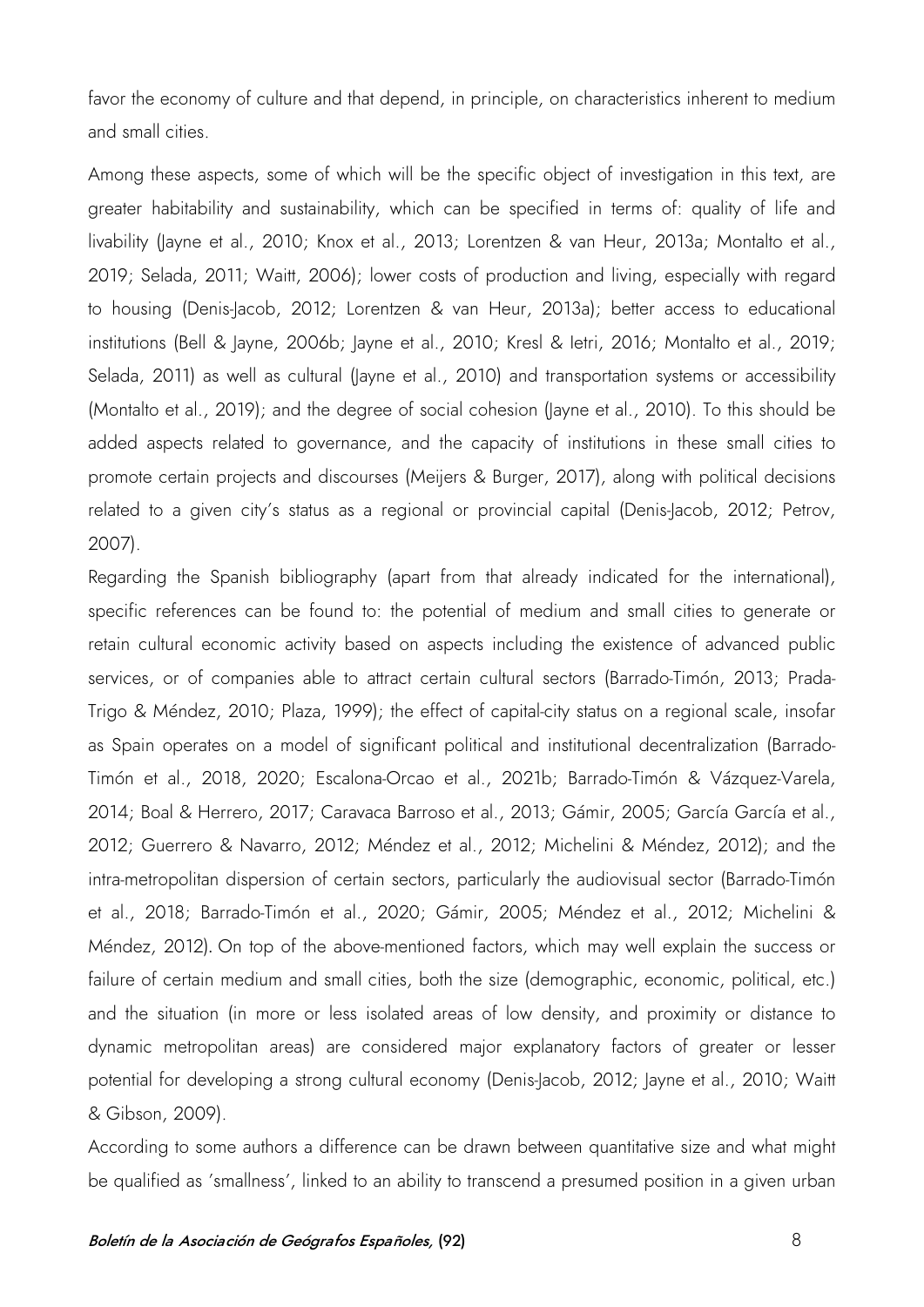favor the economy of culture and that depend, in principle, on characteristics inherent to medium and small cities.

Among these aspects, some of which will be the specific object of investigation in this text, are greater habitability and sustainability, which can be specified in terms of: quality of life and livability (Jayne et al., 2010; Knox et al., 2013; Lorentzen & van Heur, 2013a; Montalto et al., 2019; Selada, 2011; Waitt, 2006); lower costs of production and living, especially with regard to housing (Denis-Jacob, 2012; Lorentzen & van Heur, 2013a); better access to educational institutions (Bell & Jayne, 2006b; Jayne et al., 2010; Kresl & Ietri, 2016; Montalto et al., 2019; Selada, 2011) as well as cultural (Jayne et al., 2010) and transportation systems or accessibility (Montalto et al., 2019); and the degree of social cohesion (Jayne et al., 2010). To this should be added aspects related to governance, and the capacity of institutions in these small cities to promote certain projects and discourses (Meijers & Burger, 2017), along with political decisions related to a given city's status as a regional or provincial capital (Denis-Jacob, 2012; Petrov, 2007).

Regarding the Spanish bibliography (apart from that already indicated for the international), specific references can be found to: the potential of medium and small cities to generate or retain cultural economic activity based on aspects including the existence of advanced public services, or of companies able to attract certain cultural sectors (Barrado-Timón, 2013; Prada-Trigo & Méndez, 2010; Plaza, 1999); the effect of capital-city status on a regional scale, insofar as Spain operates on a model of significant political and institutional decentralization (Barrado-Timón et al., 2018, 2020; Escalona-Orcao et al., 2021b; Barrado-Timón & Vázquez-Varela, 2014; Boal & Herrero, 2017; Caravaca Barroso et al., 2013; Gámir, 2005; García García et al., 2012; Guerrero & Navarro, 2012; Méndez et al., 2012; Michelini & Méndez, 2012); and the intra-metropolitan dispersion of certain sectors, particularly the audiovisual sector (Barrado-Timón et al., 2018; Barrado-Timón et al., 2020; Gámir, 2005; Méndez et al., 2012; Michelini & Méndez, 2012). On top of the above-mentioned factors, which may well explain the success or failure of certain medium and small cities, both the size (demographic, economic, political, etc.) and the situation (in more or less isolated areas of low density, and proximity or distance to dynamic metropolitan areas) are considered major explanatory factors of greater or lesser potential for developing a strong cultural economy (Denis-Jacob, 2012; Jayne et al., 2010; Waitt & Gibson, 2009).

According to some authors a difference can be drawn between quantitative size and what might be qualified as 'smallness', linked to an ability to transcend a presumed position in a given urban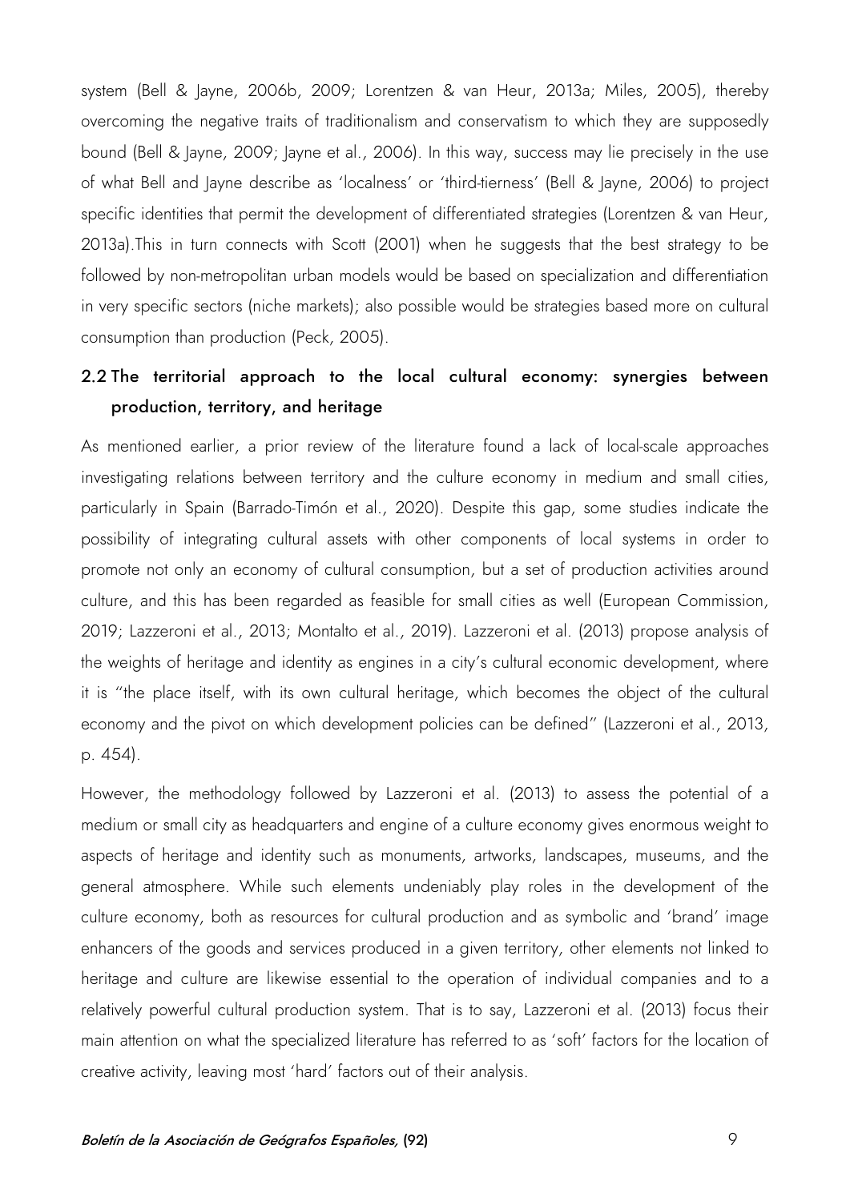system (Bell & Jayne, 2006b, 2009; Lorentzen & van Heur, 2013a; Miles, 2005), thereby overcoming the negative traits of traditionalism and conservatism to which they are supposedly bound (Bell & Jayne, 2009; Jayne et al., 2006). In this way, success may lie precisely in the use of what Bell and Jayne describe as 'localness' or 'third-tierness' (Bell & Jayne, 2006) to project specific identities that permit the development of differentiated strategies (Lorentzen & van Heur, 2013a).This in turn connects with Scott (2001) when he suggests that the best strategy to be followed by non-metropolitan urban models would be based on specialization and differentiation in very specific sectors (niche markets); also possible would be strategies based more on cultural consumption than production (Peck, 2005).

### 2.2 The territorial approach to the local cultural economy: synergies between production, territory, and heritage

As mentioned earlier, a prior review of the literature found a lack of local-scale approaches investigating relations between territory and the culture economy in medium and small cities, particularly in Spain (Barrado-Timón et al., 2020). Despite this gap, some studies indicate the possibility of integrating cultural assets with other components of local systems in order to promote not only an economy of cultural consumption, but a set of production activities around culture, and this has been regarded as feasible for small cities as well (European Commission, 2019; Lazzeroni et al., 2013; Montalto et al., 2019). Lazzeroni et al. (2013) propose analysis of the weights of heritage and identity as engines in a city's cultural economic development, where it is "the place itself, with its own cultural heritage, which becomes the object of the cultural economy and the pivot on which development policies can be defined" (Lazzeroni et al., 2013, p. 454).

However, the methodology followed by Lazzeroni et al. (2013) to assess the potential of a medium or small city as headquarters and engine of a culture economy gives enormous weight to aspects of heritage and identity such as monuments, artworks, landscapes, museums, and the general atmosphere. While such elements undeniably play roles in the development of the culture economy, both as resources for cultural production and as symbolic and 'brand' image enhancers of the goods and services produced in a given territory, other elements not linked to heritage and culture are likewise essential to the operation of individual companies and to a relatively powerful cultural production system. That is to say, Lazzeroni et al. (2013) focus their main attention on what the specialized literature has referred to as 'soft' factors for the location of creative activity, leaving most 'hard' factors out of their analysis.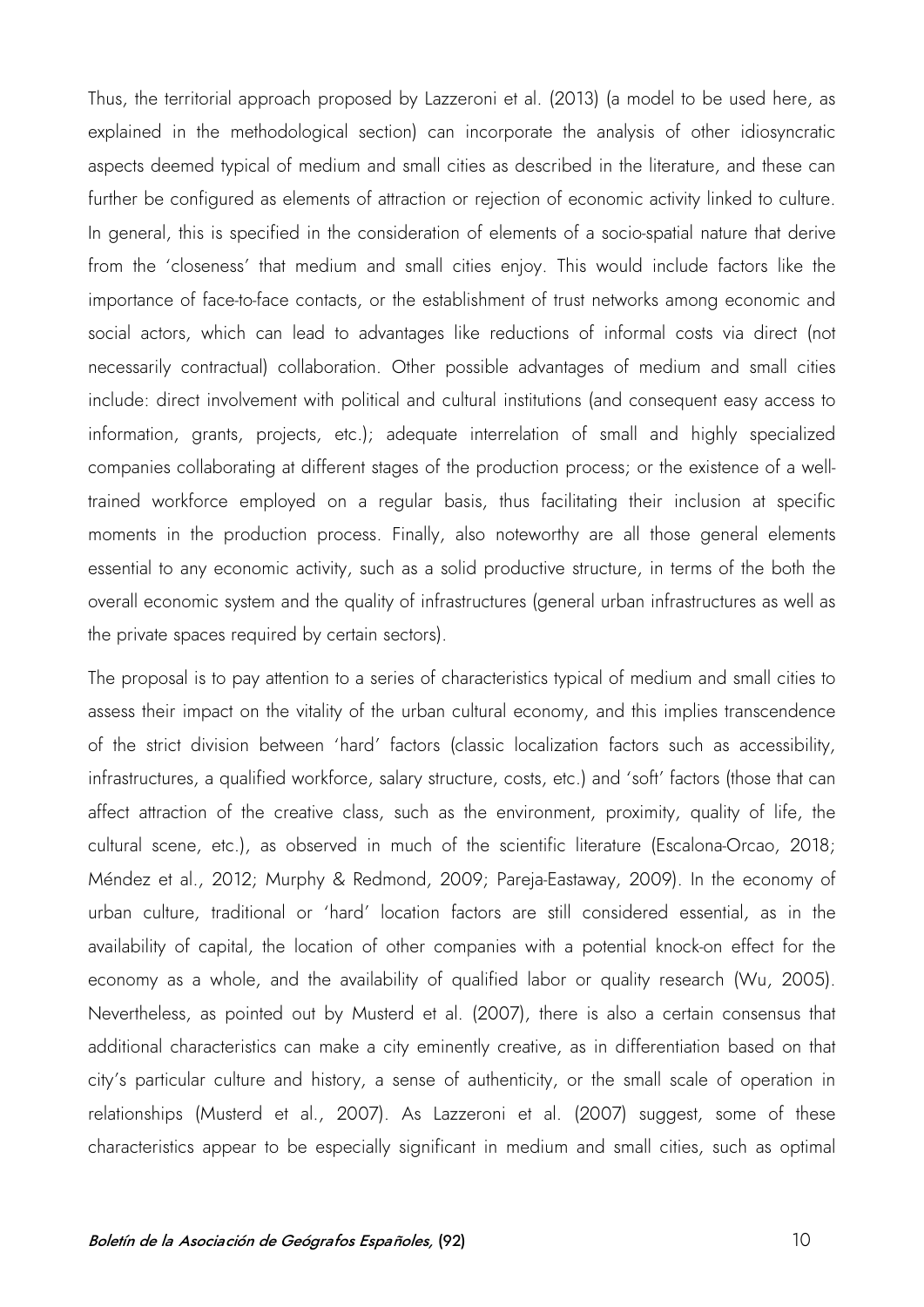Thus, the territorial approach proposed by Lazzeroni et al. (2013) (a model to be used here, as explained in the methodological section) can incorporate the analysis of other idiosyncratic aspects deemed typical of medium and small cities as described in the literature, and these can further be configured as elements of attraction or rejection of economic activity linked to culture. In general, this is specified in the consideration of elements of a socio-spatial nature that derive from the 'closeness' that medium and small cities enjoy. This would include factors like the importance of face-to-face contacts, or the establishment of trust networks among economic and social actors, which can lead to advantages like reductions of informal costs via direct (not necessarily contractual) collaboration. Other possible advantages of medium and small cities include: direct involvement with political and cultural institutions (and consequent easy access to information, grants, projects, etc.); adequate interrelation of small and highly specialized companies collaborating at different stages of the production process; or the existence of a well-trained workforce employed on a regular basis, thus facilitating their inclusion at specific moments in the production process. Finally, also noteworthy are all those general elements essential to any economic activity, such as a solid productive structure, in terms of the both the overall economic system and the quality of infrastructures (general urban infrastructures as well as the private spaces required by certain sectors).

The proposal is to pay attention to a series of characteristics typical of medium and small cities to assess their impact on the vitality of the urban cultural economy, and this implies transcendence of the strict division between 'hard' factors (classic localization factors such as accessibility, infrastructures, a qualified workforce, salary structure, costs, etc.) and 'soft' factors (those that can affect attraction of the creative class, such as the environment, proximity, quality of life, the cultural scene, etc.), as observed in much of the scientific literature (Escalona-Orcao, 2018; Méndez et al., 2012; Murphy & Redmond, 2009; Pareja-Eastaway, 2009). In the economy of urban culture, traditional or 'hard' location factors are still considered essential, as in the availability of capital, the location of other companies with a potential knock-on effect for the economy as a whole, and the availability of qualified labor or quality research (Wu, 2005). Nevertheless, as pointed out by Musterd et al. (2007), there is also a certain consensus that additional characteristics can make a city eminently creative, as in differentiation based on that city's particular culture and history, a sense of authenticity, or the small scale of operation in relationships (Musterd et al., 2007). As Lazzeroni et al. (2007) suggest, some of these characteristics appear to be especially significant in medium and small cities, such as optimal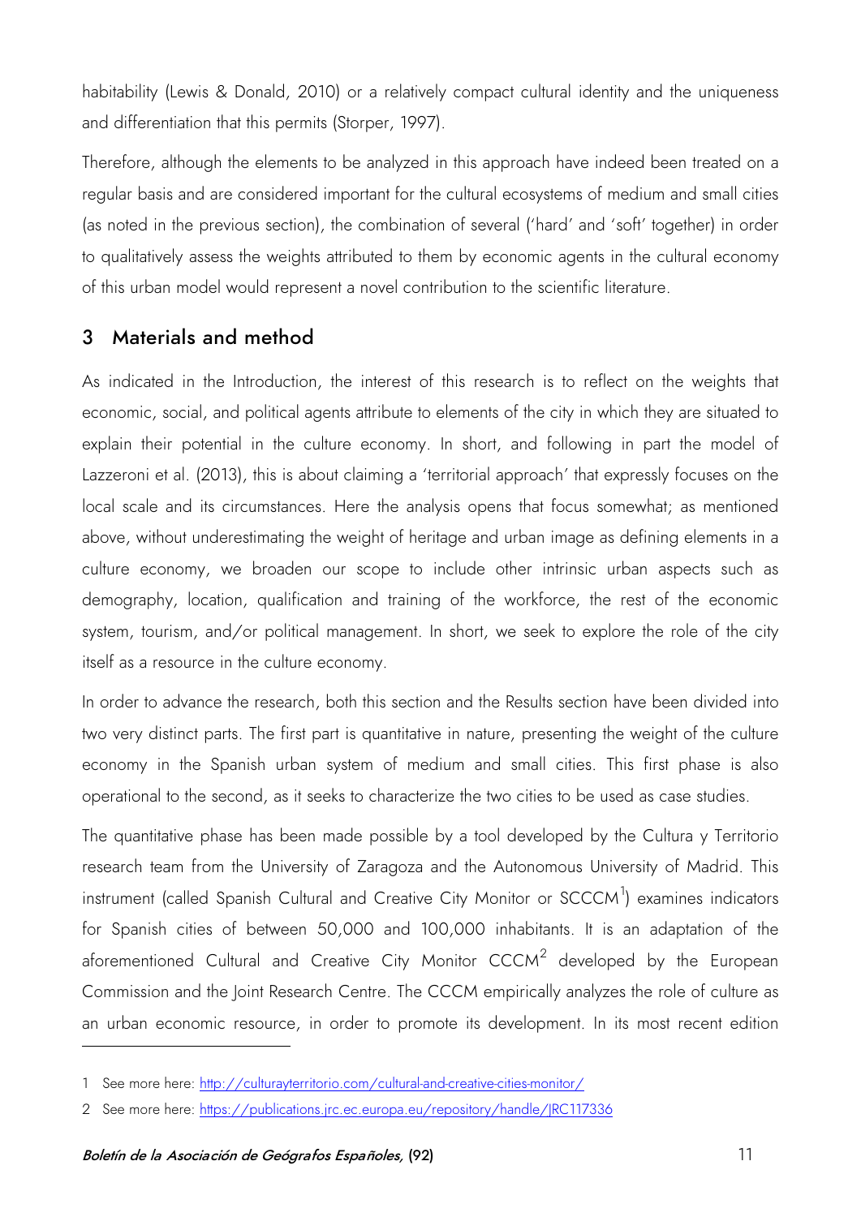habitability (Lewis & Donald, 2010) or a relatively compact cultural identity and the uniqueness and differentiation that this permits (Storper, 1997).

Therefore, although the elements to be analyzed in this approach have indeed been treated on a regular basis and are considered important for the cultural ecosystems of medium and small cities (as noted in the previous section), the combination of several ('hard' and 'soft' together) in order to qualitatively assess the weights attributed to them by economic agents in the cultural economy of this urban model would represent a novel contribution to the scientific literature.

## 3 Materials and method

As indicated in the Introduction, the interest of this research is to reflect on the weights that economic, social, and political agents attribute to elements of the city in which they are situated to explain their potential in the culture economy. In short, and following in part the model of Lazzeroni et al. (2013), this is about claiming a 'territorial approach' that expressly focuses on the local scale and its circumstances. Here the analysis opens that focus somewhat; as mentioned above, without underestimating the weight of heritage and urban image as defining elements in a culture economy, we broaden our scope to include other intrinsic urban aspects such as demography, location, qualification and training of the workforce, the rest of the economic system, tourism, and/or political management. In short, we seek to explore the role of the city itself as a resource in the culture economy.

In order to advance the research, both this section and the Results section have been divided into two very distinct parts. The first part is quantitative in nature, presenting the weight of the culture economy in the Spanish urban system of medium and small cities. This first phase is also operational to the second, as it seeks to characterize the two cities to be used as case studies.

The quantitative phase has been made possible by a tool developed by the Cultura y Territorio research team from the University of Zaragoza and the Autonomous University of Madrid. This instrument (called Spanish Cultural and Creative City Monitor or SCCCM[1]) examines indicators for Spanish cities of between 50,000 and 100,000 inhabitants. It is an adaptation of the aforementioned Cultural and Creative City Monitor CCCM[2] developed by the European Commission and the Joint Research Centre. The CCCM empirically analyzes the role of culture as an urban economic resource, in order to promote its development. In its most recent edition

---

1 See more here: http://culturayterritorio.com/cultural-and-creative-cities-monitor/

2 See more here: https://publications.jrc.ec.europa.eu/repository/handle/JRC117336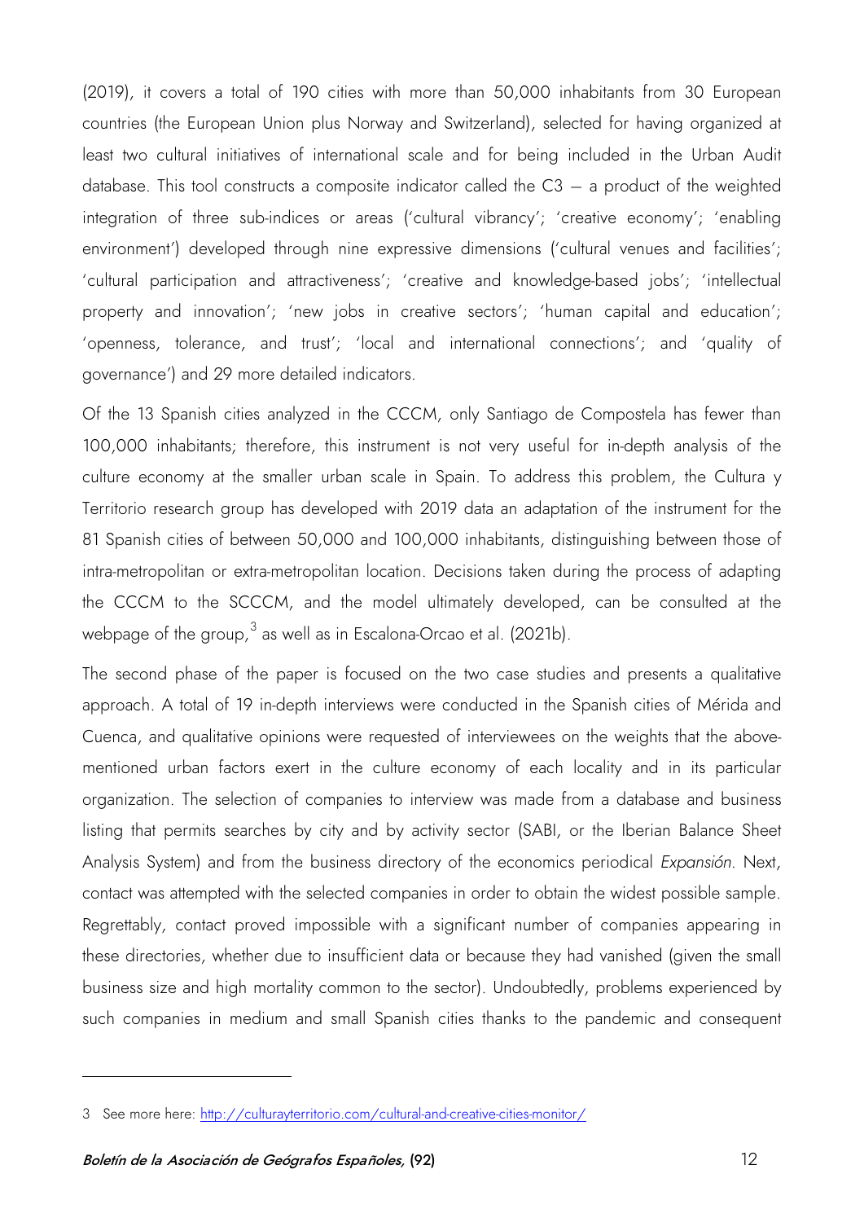(2019), it covers a total of 190 cities with more than 50,000 inhabitants from 30 European countries (the European Union plus Norway and Switzerland), selected for having organized at least two cultural initiatives of international scale and for being included in the Urban Audit database. This tool constructs a composite indicator called the C3 – a product of the weighted integration of three sub-indices or areas ('cultural vibrancy'; 'creative economy'; 'enabling environment') developed through nine expressive dimensions ('cultural venues and facilities'; 'cultural participation and attractiveness'; 'creative and knowledge-based jobs'; 'intellectual property and innovation'; 'new jobs in creative sectors'; 'human capital and education'; 'openness, tolerance, and trust'; 'local and international connections'; and 'quality of governance') and 29 more detailed indicators.

Of the 13 Spanish cities analyzed in the CCCM, only Santiago de Compostela has fewer than 100,000 inhabitants; therefore, this instrument is not very useful for in-depth analysis of the culture economy at the smaller urban scale in Spain. To address this problem, the Cultura y Territorio research group has developed with 2019 data an adaptation of the instrument for the 81 Spanish cities of between 50,000 and 100,000 inhabitants, distinguishing between those of intra-metropolitan or extra-metropolitan location. Decisions taken during the process of adapting the CCCM to the SCCCM, and the model ultimately developed, can be consulted at the webpage of the group,[3] as well as in Escalona-Orcao et al. (2021b).

The second phase of the paper is focused on the two case studies and presents a qualitative approach. A total of 19 in-depth interviews were conducted in the Spanish cities of Mérida and Cuenca, and qualitative opinions were requested of interviewees on the weights that the above-mentioned urban factors exert in the culture economy of each locality and in its particular organization. The selection of companies to interview was made from a database and business listing that permits searches by city and by activity sector (SABI, or the Iberian Balance Sheet Analysis System) and from the business directory of the economics periodical *Expansión*. Next, contact was attempted with the selected companies in order to obtain the widest possible sample. Regrettably, contact proved impossible with a significant number of companies appearing in these directories, whether due to insufficient data or because they had vanished (given the small business size and high mortality common to the sector). Undoubtedly, problems experienced by such companies in medium and small Spanish cities thanks to the pandemic and consequent

---

3 See more here: http://culturayterritorio.com/cultural-and-creative-cities-monitor/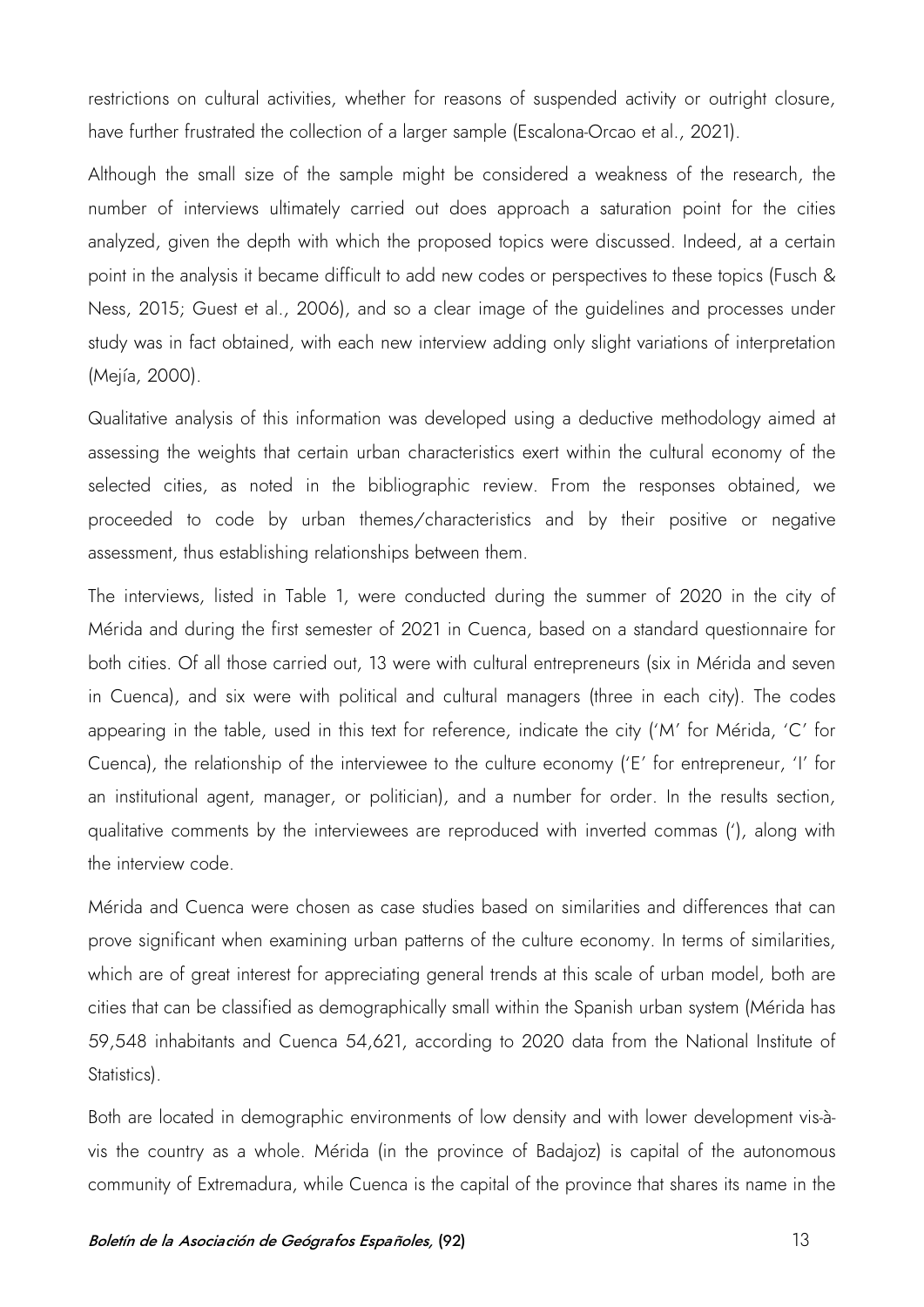restrictions on cultural activities, whether for reasons of suspended activity or outright closure, have further frustrated the collection of a larger sample (Escalona-Orcao et al., 2021).

Although the small size of the sample might be considered a weakness of the research, the number of interviews ultimately carried out does approach a saturation point for the cities analyzed, given the depth with which the proposed topics were discussed. Indeed, at a certain point in the analysis it became difficult to add new codes or perspectives to these topics (Fusch & Ness, 2015; Guest et al., 2006), and so a clear image of the guidelines and processes under study was in fact obtained, with each new interview adding only slight variations of interpretation (Mejía, 2000).

Qualitative analysis of this information was developed using a deductive methodology aimed at assessing the weights that certain urban characteristics exert within the cultural economy of the selected cities, as noted in the bibliographic review. From the responses obtained, we proceeded to code by urban themes/characteristics and by their positive or negative assessment, thus establishing relationships between them.

The interviews, listed in Table 1, were conducted during the summer of 2020 in the city of Mérida and during the first semester of 2021 in Cuenca, based on a standard questionnaire for both cities. Of all those carried out, 13 were with cultural entrepreneurs (six in Mérida and seven in Cuenca), and six were with political and cultural managers (three in each city). The codes appearing in the table, used in this text for reference, indicate the city ('M' for Mérida, 'C' for Cuenca), the relationship of the interviewee to the culture economy ('E' for entrepreneur, 'I' for an institutional agent, manager, or politician), and a number for order. In the results section, qualitative comments by the interviewees are reproduced with inverted commas ('), along with the interview code.

Mérida and Cuenca were chosen as case studies based on similarities and differences that can prove significant when examining urban patterns of the culture economy. In terms of similarities, which are of great interest for appreciating general trends at this scale of urban model, both are cities that can be classified as demographically small within the Spanish urban system (Mérida has 59,548 inhabitants and Cuenca 54,621, according to 2020 data from the National Institute of Statistics).

Both are located in demographic environments of low density and with lower development vis-à-vis the country as a whole. Mérida (in the province of Badajoz) is capital of the autonomous community of Extremadura, while Cuenca is the capital of the province that shares its name in the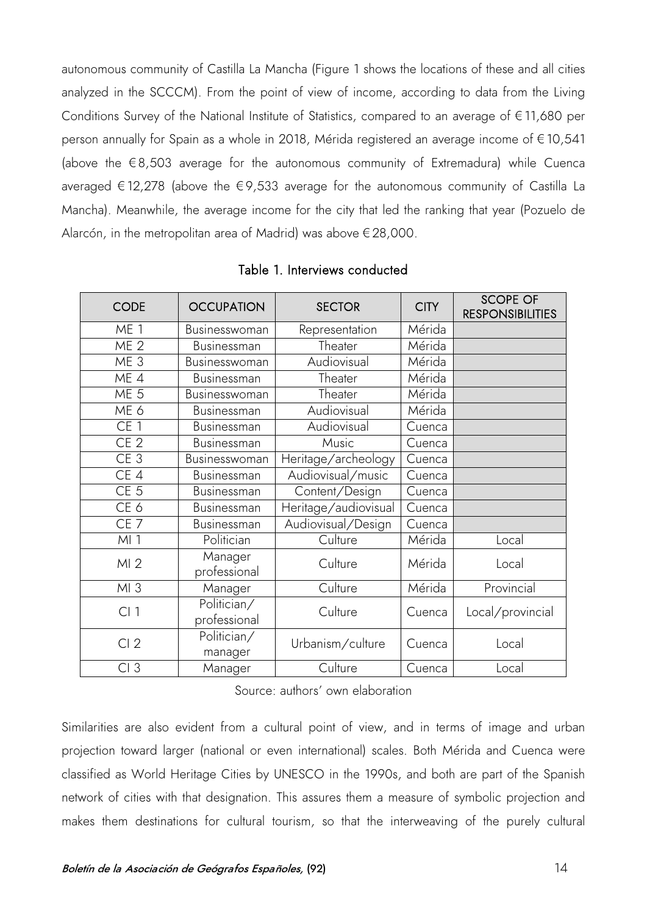autonomous community of Castilla La Mancha (Figure 1 shows the locations of these and all cities analyzed in the SCCCM). From the point of view of income, according to data from the Living Conditions Survey of the National Institute of Statistics, compared to an average of €11,680 per person annually for Spain as a whole in 2018, Mérida registered an average income of €10,541 (above the €8,503 average for the autonomous community of Extremadura) while Cuenca averaged €12,278 (above the €9,533 average for the autonomous community of Castilla La Mancha). Meanwhile, the average income for the city that led the ranking that year (Pozuelo de Alarcón, in the metropolitan area of Madrid) was above €28,000.

Table 1. Interviews conducted

| CODE | OCCUPATION | SECTOR | CITY | SCOPE OF RESPONSIBILITIES |
|---|---|---|---|---|
| ME 1 | Businesswoman | Representation | Mérida | |
| ME 2 | Businessman | Theater | Mérida | |
| ME 3 | Businesswoman | Audiovisual | Mérida | |
| ME 4 | Businessman | Theater | Mérida | |
| ME 5 | Businesswoman | Theater | Mérida | |
| ME 6 | Businessman | Audiovisual | Mérida | |
| CE 1 | Businessman | Audiovisual | Cuenca | |
| CE 2 | Businessman | Music | Cuenca | |
| CE 3 | Businesswoman | Heritage/archeology | Cuenca | |
| CE 4 | Businessman | Audiovisual/music | Cuenca | |
| CE 5 | Businessman | Content/Design | Cuenca | |
| CE 6 | Businessman | Heritage/audiovisual | Cuenca | |
| CE 7 | Businessman | Audiovisual/Design | Cuenca | |
| MI 1 | Politician | Culture | Mérida | Local |
| MI 2 | Manager professional | Culture | Mérida | Local |
| MI 3 | Manager | Culture | Mérida | Provincial |
| CI 1 | Politician/ professional | Culture | Cuenca | Local/provincial |
| CI 2 | Politician/ manager | Urbanism/culture | Cuenca | Local |
| CI 3 | Manager | Culture | Cuenca | Local |

Source: authors' own elaboration

Similarities are also evident from a cultural point of view, and in terms of image and urban projection toward larger (national or even international) scales. Both Mérida and Cuenca were classified as World Heritage Cities by UNESCO in the 1990s, and both are part of the Spanish network of cities with that designation. This assures them a measure of symbolic projection and makes them destinations for cultural tourism, so that the interweaving of the purely cultural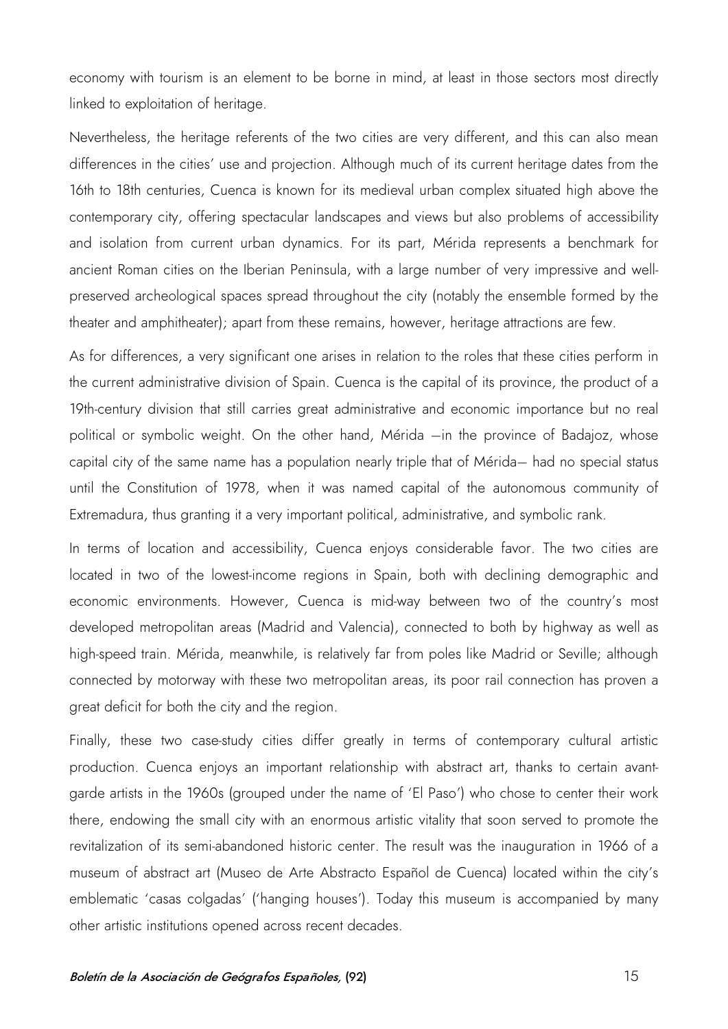economy with tourism is an element to be borne in mind, at least in those sectors most directly linked to exploitation of heritage.

Nevertheless, the heritage referents of the two cities are very different, and this can also mean differences in the cities' use and projection. Although much of its current heritage dates from the 16th to 18th centuries, Cuenca is known for its medieval urban complex situated high above the contemporary city, offering spectacular landscapes and views but also problems of accessibility and isolation from current urban dynamics. For its part, Mérida represents a benchmark for ancient Roman cities on the Iberian Peninsula, with a large number of very impressive and well-preserved archeological spaces spread throughout the city (notably the ensemble formed by the theater and amphitheater); apart from these remains, however, heritage attractions are few.

As for differences, a very significant one arises in relation to the roles that these cities perform in the current administrative division of Spain. Cuenca is the capital of its province, the product of a 19th-century division that still carries great administrative and economic importance but no real political or symbolic weight. On the other hand, Mérida —in the province of Badajoz, whose capital city of the same name has a population nearly triple that of Mérida— had no special status until the Constitution of 1978, when it was named capital of the autonomous community of Extremadura, thus granting it a very important political, administrative, and symbolic rank.

In terms of location and accessibility, Cuenca enjoys considerable favor. The two cities are located in two of the lowest-income regions in Spain, both with declining demographic and economic environments. However, Cuenca is mid-way between two of the country's most developed metropolitan areas (Madrid and Valencia), connected to both by highway as well as high-speed train. Mérida, meanwhile, is relatively far from poles like Madrid or Seville; although connected by motorway with these two metropolitan areas, its poor rail connection has proven a great deficit for both the city and the region.

Finally, these two case-study cities differ greatly in terms of contemporary cultural artistic production. Cuenca enjoys an important relationship with abstract art, thanks to certain avant-garde artists in the 1960s (grouped under the name of 'El Paso') who chose to center their work there, endowing the small city with an enormous artistic vitality that soon served to promote the revitalization of its semi-abandoned historic center. The result was the inauguration in 1966 of a museum of abstract art (Museo de Arte Abstracto Español de Cuenca) located within the city's emblematic 'casas colgadas' ('hanging houses'). Today this museum is accompanied by many other artistic institutions opened across recent decades.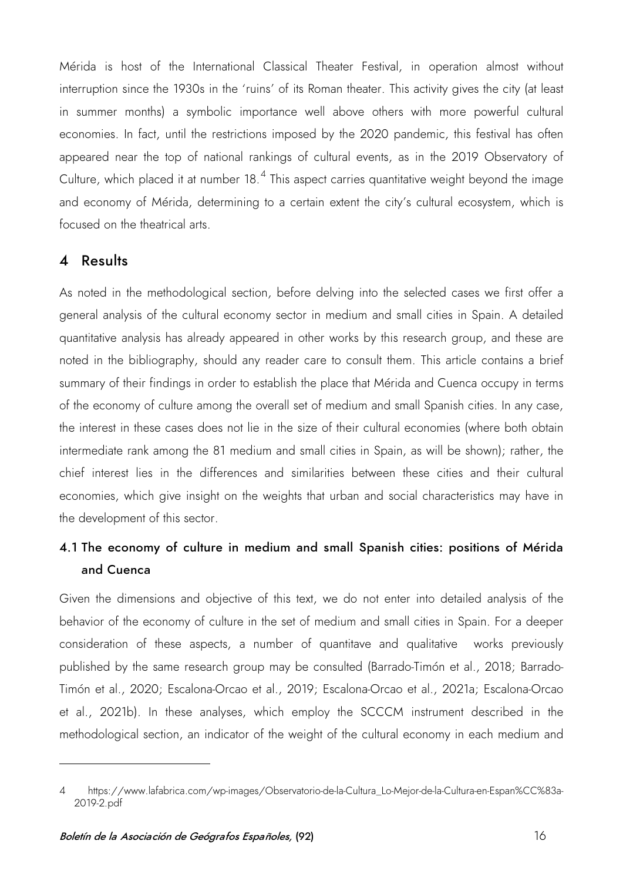Mérida is host of the International Classical Theater Festival, in operation almost without interruption since the 1930s in the 'ruins' of its Roman theater. This activity gives the city (at least in summer months) a symbolic importance well above others with more powerful cultural economies. In fact, until the restrictions imposed by the 2020 pandemic, this festival has often appeared near the top of national rankings of cultural events, as in the 2019 Observatory of Culture, which placed it at number 18.[4] This aspect carries quantitative weight beyond the image and economy of Mérida, determining to a certain extent the city's cultural ecosystem, which is focused on the theatrical arts.

## 4 Results

As noted in the methodological section, before delving into the selected cases we first offer a general analysis of the cultural economy sector in medium and small cities in Spain. A detailed quantitative analysis has already appeared in other works by this research group, and these are noted in the bibliography, should any reader care to consult them. This article contains a brief summary of their findings in order to establish the place that Mérida and Cuenca occupy in terms of the economy of culture among the overall set of medium and small Spanish cities. In any case, the interest in these cases does not lie in the size of their cultural economies (where both obtain intermediate rank among the 81 medium and small cities in Spain, as will be shown); rather, the chief interest lies in the differences and similarities between these cities and their cultural economies, which give insight on the weights that urban and social characteristics may have in the development of this sector.

### 4.1 The economy of culture in medium and small Spanish cities: positions of Mérida and Cuenca

Given the dimensions and objective of this text, we do not enter into detailed analysis of the behavior of the economy of culture in the set of medium and small cities in Spain. For a deeper consideration of these aspects, a number of quantitave and qualitative works previously published by the same research group may be consulted (Barrado-Timón et al., 2018; Barrado-Timón et al., 2020; Escalona-Orcao et al., 2019; Escalona-Orcao et al., 2021a; Escalona-Orcao et al., 2021b). In these analyses, which employ the SCCCM instrument described in the methodological section, an indicator of the weight of the cultural economy in each medium and

---

4 https://www.lafabrica.com/wp-images/Observatorio-de-la-Cultura_Lo-Mejor-de-la-Cultura-en-Espan%CC%83a-2019-2.pdf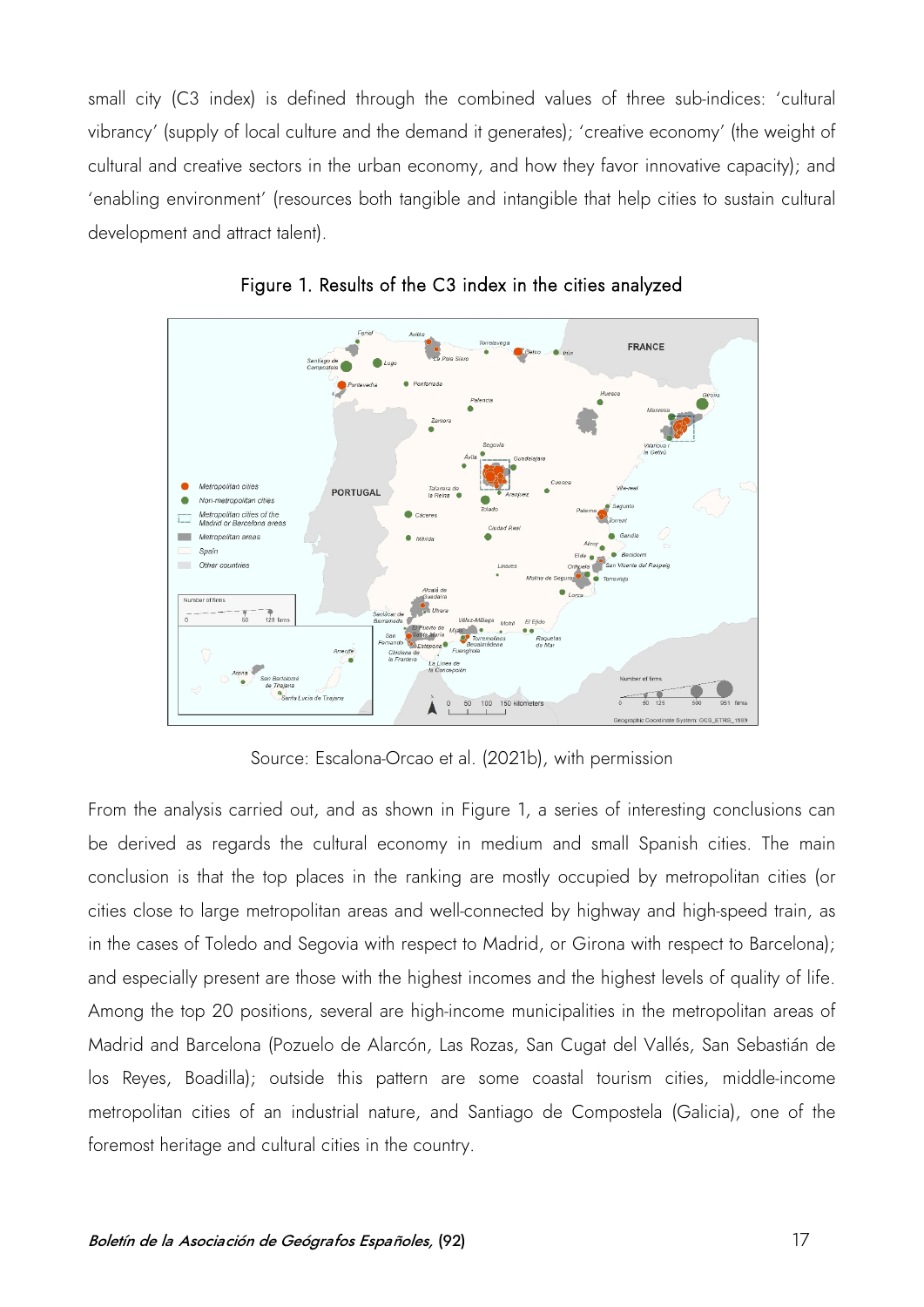small city (C3 index) is defined through the combined values of three sub-indices: 'cultural vibrancy' (supply of local culture and the demand it generates); 'creative economy' (the weight of cultural and creative sectors in the urban economy, and how they favor innovative capacity); and 'enabling environment' (resources both tangible and intangible that help cities to sustain cultural development and attract talent).

Figure 1. Results of the C3 index in the cities analyzed

Source: Escalona-Orcao et al. (2021b), with permission

From the analysis carried out, and as shown in Figure 1, a series of interesting conclusions can be derived as regards the cultural economy in medium and small Spanish cities. The main conclusion is that the top places in the ranking are mostly occupied by metropolitan cities (or cities close to large metropolitan areas and well-connected by highway and high-speed train, as in the cases of Toledo and Segovia with respect to Madrid, or Girona with respect to Barcelona); and especially present are those with the highest incomes and the highest levels of quality of life. Among the top 20 positions, several are high-income municipalities in the metropolitan areas of Madrid and Barcelona (Pozuelo de Alarcón, Las Rozas, San Cugat del Vallés, San Sebastián de los Reyes, Boadilla); outside this pattern are some coastal tourism cities, middle-income metropolitan cities of an industrial nature, and Santiago de Compostela (Galicia), one of the foremost heritage and cultural cities in the country.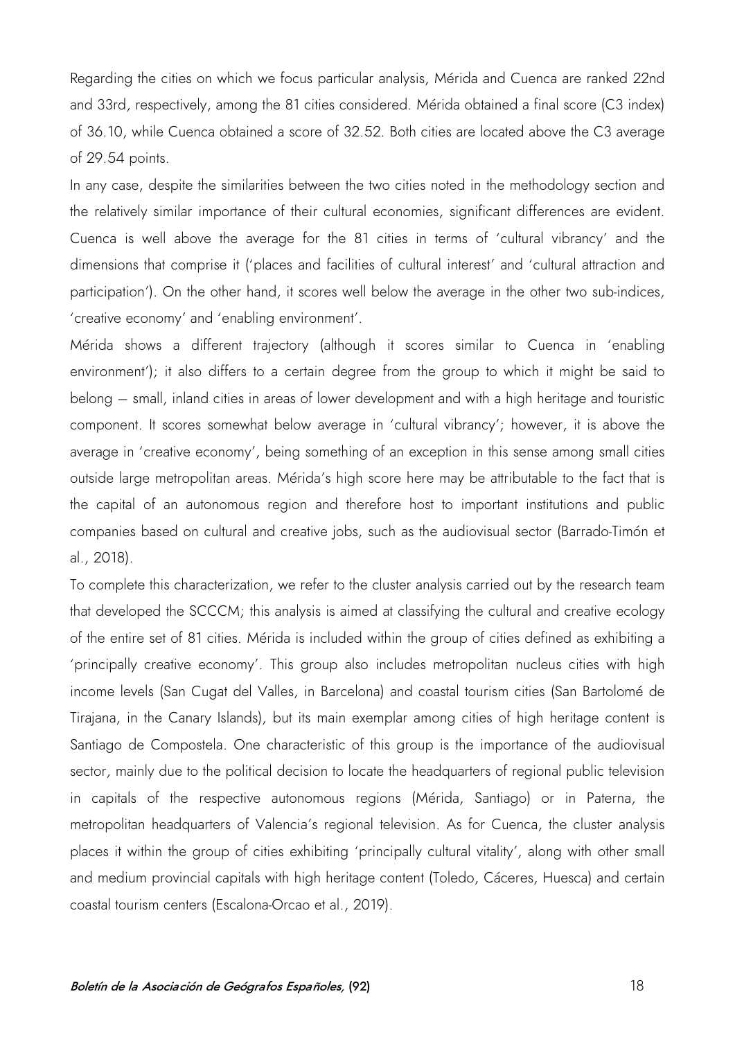Regarding the cities on which we focus particular analysis, Mérida and Cuenca are ranked 22nd and 33rd, respectively, among the 81 cities considered. Mérida obtained a final score (C3 index) of 36.10, while Cuenca obtained a score of 32.52. Both cities are located above the C3 average of 29.54 points.

In any case, despite the similarities between the two cities noted in the methodology section and the relatively similar importance of their cultural economies, significant differences are evident. Cuenca is well above the average for the 81 cities in terms of 'cultural vibrancy' and the dimensions that comprise it ('places and facilities of cultural interest' and 'cultural attraction and participation'). On the other hand, it scores well below the average in the other two sub-indices, 'creative economy' and 'enabling environment'.

Mérida shows a different trajectory (although it scores similar to Cuenca in 'enabling environment'); it also differs to a certain degree from the group to which it might be said to belong – small, inland cities in areas of lower development and with a high heritage and touristic component. It scores somewhat below average in 'cultural vibrancy'; however, it is above the average in 'creative economy', being something of an exception in this sense among small cities outside large metropolitan areas. Mérida's high score here may be attributable to the fact that is the capital of an autonomous region and therefore host to important institutions and public companies based on cultural and creative jobs, such as the audiovisual sector (Barrado-Timón et al., 2018).

To complete this characterization, we refer to the cluster analysis carried out by the research team that developed the SCCCM; this analysis is aimed at classifying the cultural and creative ecology of the entire set of 81 cities. Mérida is included within the group of cities defined as exhibiting a 'principally creative economy'. This group also includes metropolitan nucleus cities with high income levels (San Cugat del Valles, in Barcelona) and coastal tourism cities (San Bartolomé de Tirajana, in the Canary Islands), but its main exemplar among cities of high heritage content is Santiago de Compostela. One characteristic of this group is the importance of the audiovisual sector, mainly due to the political decision to locate the headquarters of regional public television in capitals of the respective autonomous regions (Mérida, Santiago) or in Paterna, the metropolitan headquarters of Valencia's regional television. As for Cuenca, the cluster analysis places it within the group of cities exhibiting 'principally cultural vitality', along with other small and medium provincial capitals with high heritage content (Toledo, Cáceres, Huesca) and certain coastal tourism centers (Escalona-Orcao et al., 2019).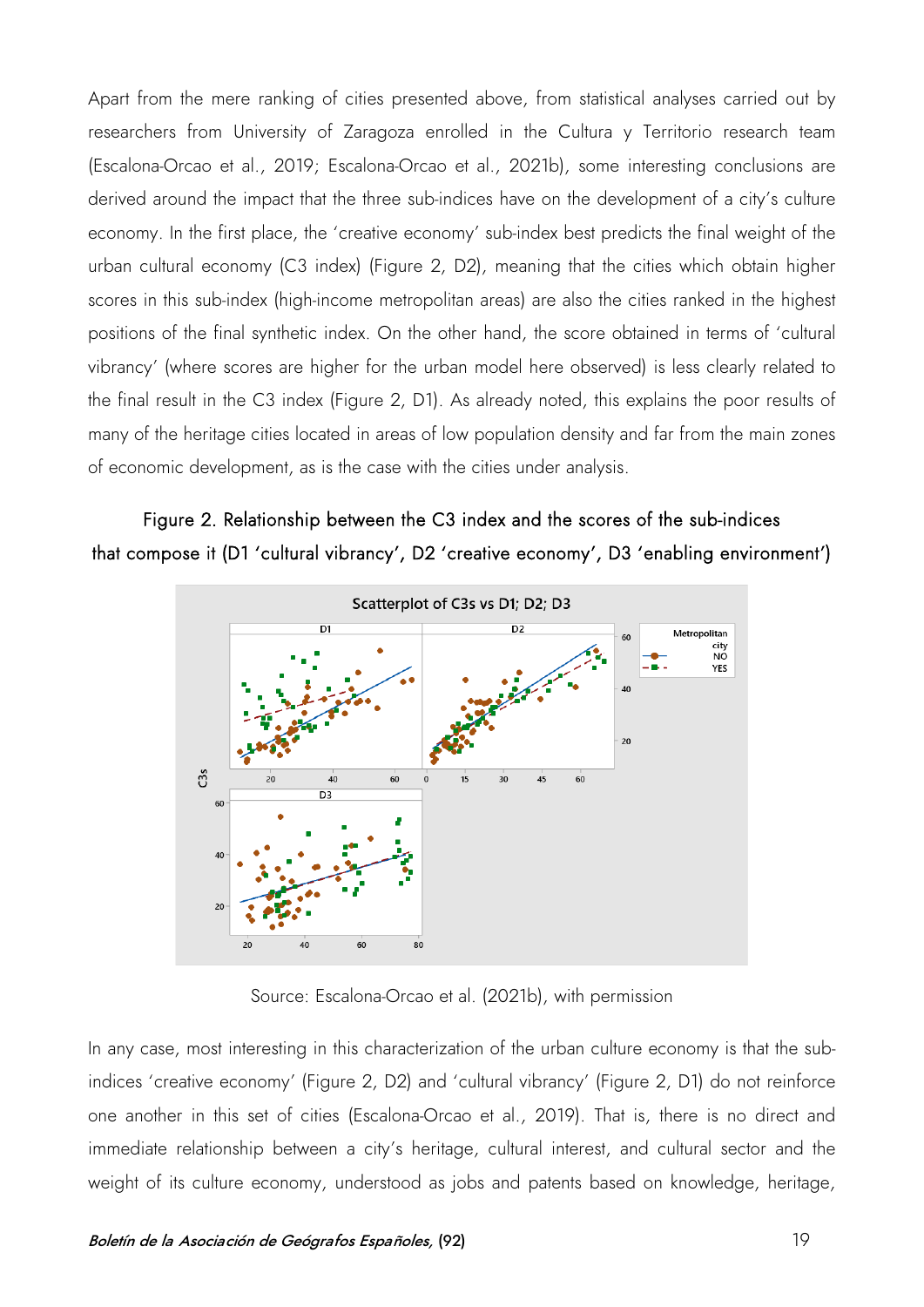Apart from the mere ranking of cities presented above, from statistical analyses carried out by researchers from University of Zaragoza enrolled in the Cultura y Territorio research team (Escalona-Orcao et al., 2019; Escalona-Orcao et al., 2021b), some interesting conclusions are derived around the impact that the three sub-indices have on the development of a city's culture economy. In the first place, the 'creative economy' sub-index best predicts the final weight of the urban cultural economy (C3 index) (Figure 2, D2), meaning that the cities which obtain higher scores in this sub-index (high-income metropolitan areas) are also the cities ranked in the highest positions of the final synthetic index. On the other hand, the score obtained in terms of 'cultural vibrancy' (where scores are higher for the urban model here observed) is less clearly related to the final result in the C3 index (Figure 2, D1). As already noted, this explains the poor results of many of the heritage cities located in areas of low population density and far from the main zones of economic development, as is the case with the cities under analysis.

**Figure 2. Relationship between the C3 index and the scores of the sub-indices that compose it (D1 'cultural vibrancy', D2 'creative economy', D3 'enabling environment')**

Source: Escalona-Orcao et al. (2021b), with permission

In any case, most interesting in this characterization of the urban culture economy is that the sub-indices 'creative economy' (Figure 2, D2) and 'cultural vibrancy' (Figure 2, D1) do not reinforce one another in this set of cities (Escalona-Orcao et al., 2019). That is, there is no direct and immediate relationship between a city's heritage, cultural interest, and cultural sector and the weight of its culture economy, understood as jobs and patents based on knowledge, heritage,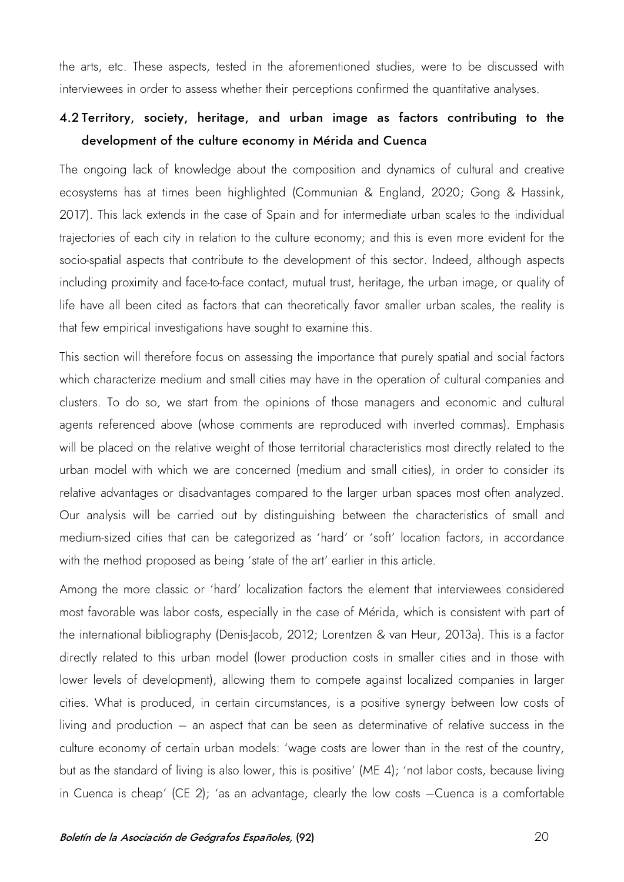the arts, etc. These aspects, tested in the aforementioned studies, were to be discussed with interviewees in order to assess whether their perceptions confirmed the quantitative analyses.

### 4.2 Territory, society, heritage, and urban image as factors contributing to the development of the culture economy in Mérida and Cuenca

The ongoing lack of knowledge about the composition and dynamics of cultural and creative ecosystems has at times been highlighted (Communian & England, 2020; Gong & Hassink, 2017). This lack extends in the case of Spain and for intermediate urban scales to the individual trajectories of each city in relation to the culture economy; and this is even more evident for the socio-spatial aspects that contribute to the development of this sector. Indeed, although aspects including proximity and face-to-face contact, mutual trust, heritage, the urban image, or quality of life have all been cited as factors that can theoretically favor smaller urban scales, the reality is that few empirical investigations have sought to examine this.

This section will therefore focus on assessing the importance that purely spatial and social factors which characterize medium and small cities may have in the operation of cultural companies and clusters. To do so, we start from the opinions of those managers and economic and cultural agents referenced above (whose comments are reproduced with inverted commas). Emphasis will be placed on the relative weight of those territorial characteristics most directly related to the urban model with which we are concerned (medium and small cities), in order to consider its relative advantages or disadvantages compared to the larger urban spaces most often analyzed. Our analysis will be carried out by distinguishing between the characteristics of small and medium-sized cities that can be categorized as 'hard' or 'soft' location factors, in accordance with the method proposed as being 'state of the art' earlier in this article.

Among the more classic or 'hard' localization factors the element that interviewees considered most favorable was labor costs, especially in the case of Mérida, which is consistent with part of the international bibliography (Denis-Jacob, 2012; Lorentzen & van Heur, 2013a). This is a factor directly related to this urban model (lower production costs in smaller cities and in those with lower levels of development), allowing them to compete against localized companies in larger cities. What is produced, in certain circumstances, is a positive synergy between low costs of living and production – an aspect that can be seen as determinative of relative success in the culture economy of certain urban models: 'wage costs are lower than in the rest of the country, but as the standard of living is also lower, this is positive' (ME 4); 'not labor costs, because living in Cuenca is cheap' (CE 2); 'as an advantage, clearly the low costs –Cuenca is a comfortable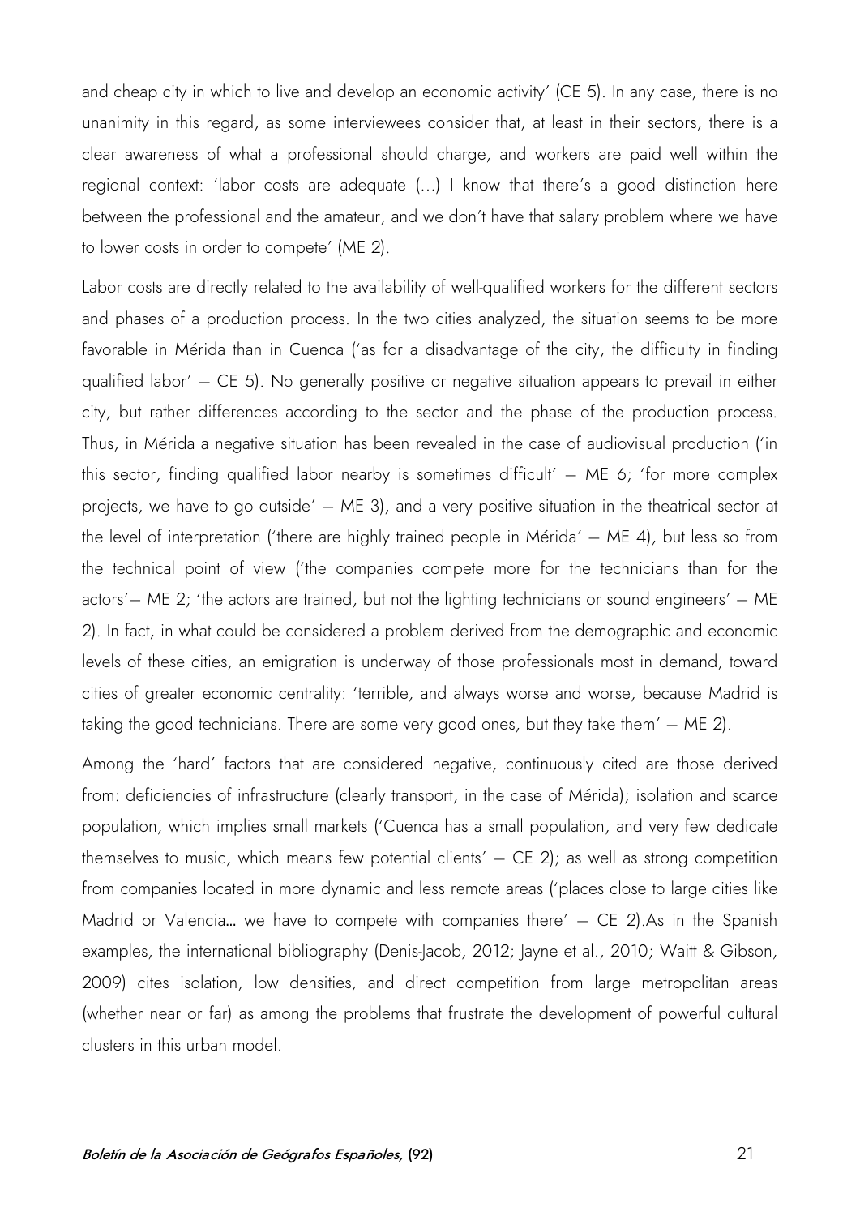and cheap city in which to live and develop an economic activity' (CE 5). In any case, there is no unanimity in this regard, as some interviewees consider that, at least in their sectors, there is a clear awareness of what a professional should charge, and workers are paid well within the regional context: 'labor costs are adequate (...) I know that there's a good distinction here between the professional and the amateur, and we don't have that salary problem where we have to lower costs in order to compete' (ME 2).

Labor costs are directly related to the availability of well-qualified workers for the different sectors and phases of a production process. In the two cities analyzed, the situation seems to be more favorable in Mérida than in Cuenca ('as for a disadvantage of the city, the difficulty in finding qualified labor' – CE 5). No generally positive or negative situation appears to prevail in either city, but rather differences according to the sector and the phase of the production process. Thus, in Mérida a negative situation has been revealed in the case of audiovisual production ('in this sector, finding qualified labor nearby is sometimes difficult' – ME 6; 'for more complex projects, we have to go outside' – ME 3), and a very positive situation in the theatrical sector at the level of interpretation ('there are highly trained people in Mérida' – ME 4), but less so from the technical point of view ('the companies compete more for the technicians than for the actors'– ME 2; 'the actors are trained, but not the lighting technicians or sound engineers' – ME 2). In fact, in what could be considered a problem derived from the demographic and economic levels of these cities, an emigration is underway of those professionals most in demand, toward cities of greater economic centrality: 'terrible, and always worse and worse, because Madrid is taking the good technicians. There are some very good ones, but they take them' – ME 2).

Among the 'hard' factors that are considered negative, continuously cited are those derived from: deficiencies of infrastructure (clearly transport, in the case of Mérida); isolation and scarce population, which implies small markets ('Cuenca has a small population, and very few dedicate themselves to music, which means few potential clients' – CE 2); as well as strong competition from companies located in more dynamic and less remote areas ('places close to large cities like Madrid or Valencia… we have to compete with companies there' – CE 2).As in the Spanish examples, the international bibliography (Denis-Jacob, 2012; Jayne et al., 2010; Waitt & Gibson, 2009) cites isolation, low densities, and direct competition from large metropolitan areas (whether near or far) as among the problems that frustrate the development of powerful cultural clusters in this urban model.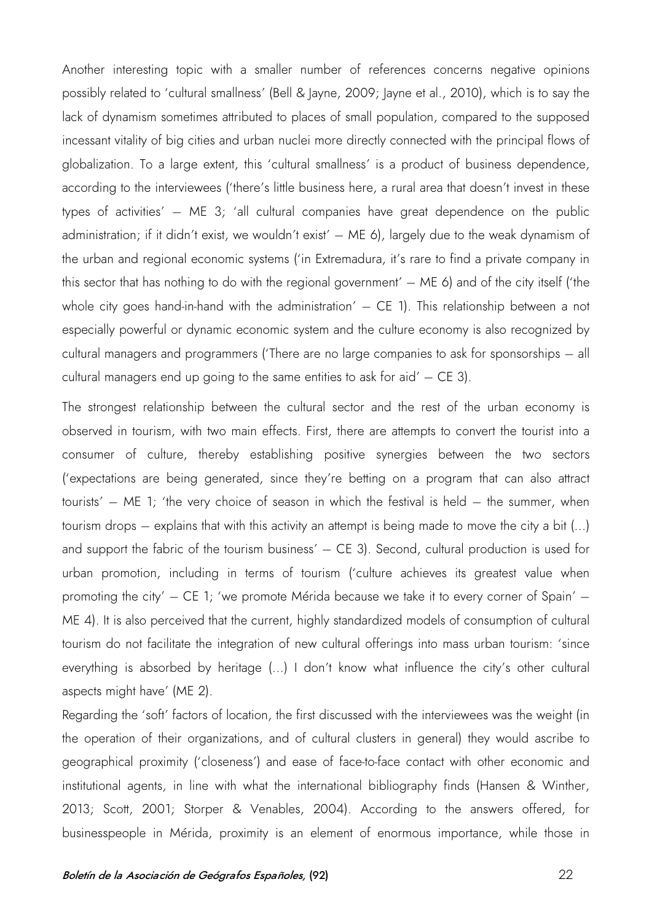Another interesting topic with a smaller number of references concerns negative opinions possibly related to 'cultural smallness' (Bell & Jayne, 2009; Jayne et al., 2010), which is to say the lack of dynamism sometimes attributed to places of small population, compared to the supposed incessant vitality of big cities and urban nuclei more directly connected with the principal flows of globalization. To a large extent, this 'cultural smallness' is a product of business dependence, according to the interviewees ('there's little business here, a rural area that doesn't invest in these types of activities' – ME 3; 'all cultural companies have great dependence on the public administration; if it didn't exist, we wouldn't exist' – ME 6), largely due to the weak dynamism of the urban and regional economic systems ('in Extremadura, it's rare to find a private company in this sector that has nothing to do with the regional government' – ME 6) and of the city itself ('the whole city goes hand-in-hand with the administration' – CE 1). This relationship between a not especially powerful or dynamic economic system and the culture economy is also recognized by cultural managers and programmers ('There are no large companies to ask for sponsorships – all cultural managers end up going to the same entities to ask for aid' – CE 3).

The strongest relationship between the cultural sector and the rest of the urban economy is observed in tourism, with two main effects. First, there are attempts to convert the tourist into a consumer of culture, thereby establishing positive synergies between the two sectors ('expectations are being generated, since they're betting on a program that can also attract tourists' – ME 1; 'the very choice of season in which the festival is held – the summer, when tourism drops – explains that with this activity an attempt is being made to move the city a bit (...) and support the fabric of the tourism business' – CE 3). Second, cultural production is used for urban promotion, including in terms of tourism ('culture achieves its greatest value when promoting the city' – CE 1; 'we promote Mérida because we take it to every corner of Spain' – ME 4). It is also perceived that the current, highly standardized models of consumption of cultural tourism do not facilitate the integration of new cultural offerings into mass urban tourism: 'since everything is absorbed by heritage (...) I don't know what influence the city's other cultural aspects might have' (ME 2).

Regarding the 'soft' factors of location, the first discussed with the interviewees was the weight (in the operation of their organizations, and of cultural clusters in general) they would ascribe to geographical proximity ('closeness') and ease of face-to-face contact with other economic and institutional agents, in line with what the international bibliography finds (Hansen & Winther, 2013; Scott, 2001; Storper & Venables, 2004). According to the answers offered, for businesspeople in Mérida, proximity is an element of enormous importance, while those in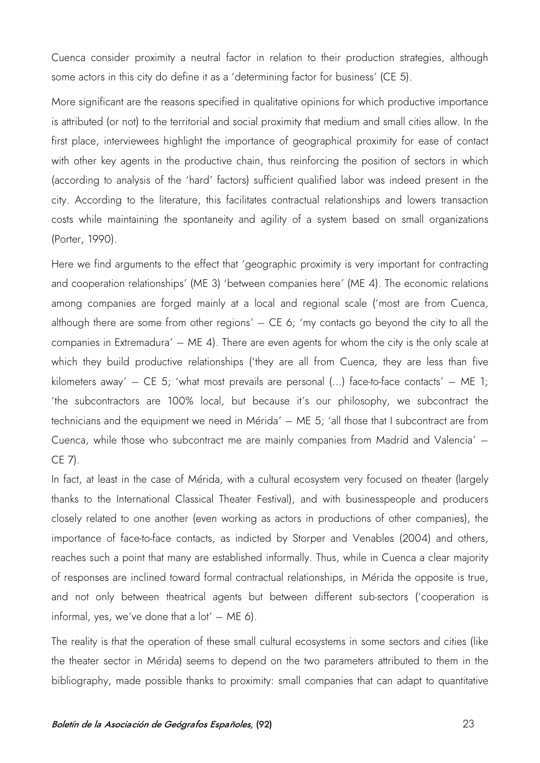Cuenca consider proximity a neutral factor in relation to their production strategies, although some actors in this city do define it as a 'determining factor for business' (CE 5).

More significant are the reasons specified in qualitative opinions for which productive importance is attributed (or not) to the territorial and social proximity that medium and small cities allow. In the first place, interviewees highlight the importance of geographical proximity for ease of contact with other key agents in the productive chain, thus reinforcing the position of sectors in which (according to analysis of the 'hard' factors) sufficient qualified labor was indeed present in the city. According to the literature, this facilitates contractual relationships and lowers transaction costs while maintaining the spontaneity and agility of a system based on small organizations (Porter, 1990).

Here we find arguments to the effect that 'geographic proximity is very important for contracting and cooperation relationships' (ME 3) 'between companies here' (ME 4). The economic relations among companies are forged mainly at a local and regional scale ('most are from Cuenca, although there are some from other regions' – CE 6; 'my contacts go beyond the city to all the companies in Extremadura' – ME 4). There are even agents for whom the city is the only scale at which they build productive relationships ('they are all from Cuenca, they are less than five kilometers away' – CE 5; 'what most prevails are personal (...) face-to-face contacts' – ME 1; 'the subcontractors are 100% local, but because it's our philosophy, we subcontract the technicians and the equipment we need in Mérida' – ME 5; 'all those that I subcontract are from Cuenca, while those who subcontract me are mainly companies from Madrid and Valencia' – CE 7).

In fact, at least in the case of Mérida, with a cultural ecosystem very focused on theater (largely thanks to the International Classical Theater Festival), and with businesspeople and producers closely related to one another (even working as actors in productions of other companies), the importance of face-to-face contacts, as indicted by Storper and Venables (2004) and others, reaches such a point that many are established informally. Thus, while in Cuenca a clear majority of responses are inclined toward formal contractual relationships, in Mérida the opposite is true, and not only between theatrical agents but between different sub-sectors ('cooperation is informal, yes, we've done that a lot' – ME 6).

The reality is that the operation of these small cultural ecosystems in some sectors and cities (like the theater sector in Mérida) seems to depend on the two parameters attributed to them in the bibliography, made possible thanks to proximity: small companies that can adapt to quantitative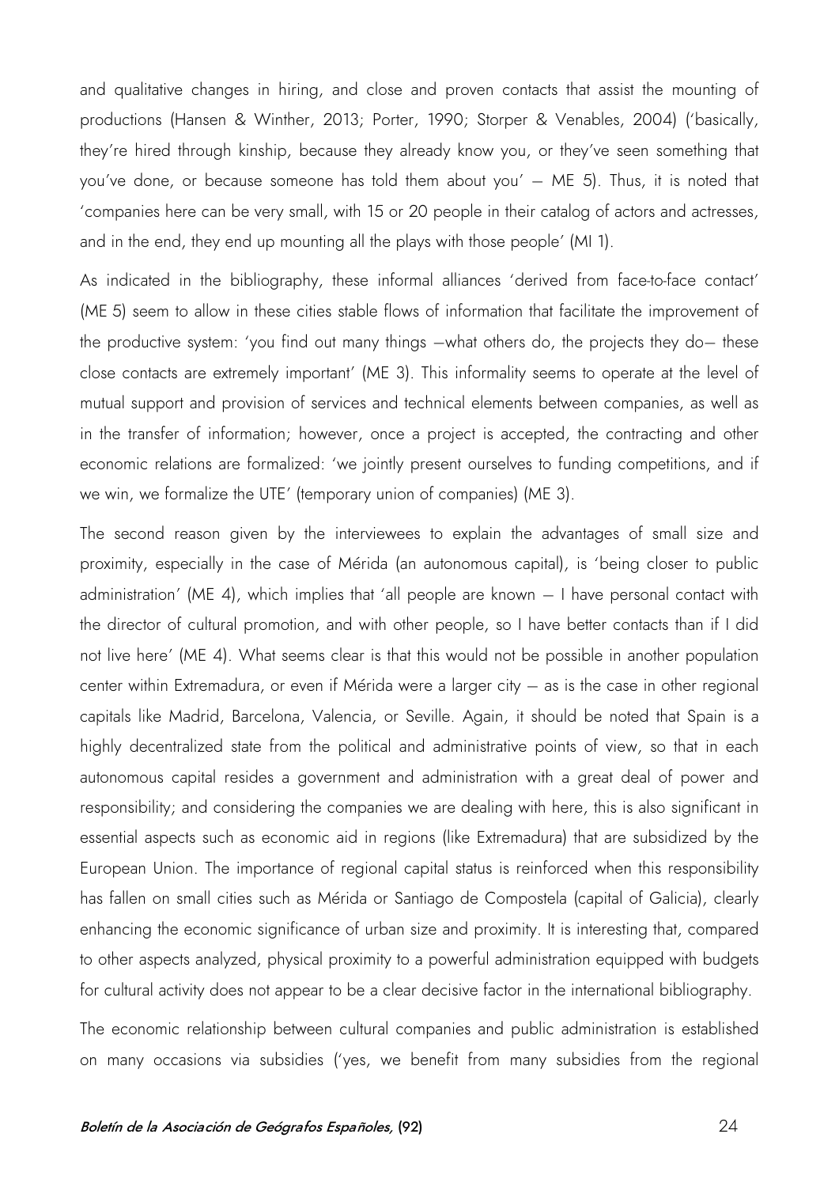and qualitative changes in hiring, and close and proven contacts that assist the mounting of productions (Hansen & Winther, 2013; Porter, 1990; Storper & Venables, 2004) ('basically, they're hired through kinship, because they already know you, or they've seen something that you've done, or because someone has told them about you' – ME 5). Thus, it is noted that 'companies here can be very small, with 15 or 20 people in their catalog of actors and actresses, and in the end, they end up mounting all the plays with those people' (MI 1).

As indicated in the bibliography, these informal alliances 'derived from face-to-face contact' (ME 5) seem to allow in these cities stable flows of information that facilitate the improvement of the productive system: 'you find out many things –what others do, the projects they do– these close contacts are extremely important' (ME 3). This informality seems to operate at the level of mutual support and provision of services and technical elements between companies, as well as in the transfer of information; however, once a project is accepted, the contracting and other economic relations are formalized: 'we jointly present ourselves to funding competitions, and if we win, we formalize the UTE' (temporary union of companies) (ME 3).

The second reason given by the interviewees to explain the advantages of small size and proximity, especially in the case of Mérida (an autonomous capital), is 'being closer to public administration' (ME 4), which implies that 'all people are known – I have personal contact with the director of cultural promotion, and with other people, so I have better contacts than if I did not live here' (ME 4). What seems clear is that this would not be possible in another population center within Extremadura, or even if Mérida were a larger city – as is the case in other regional capitals like Madrid, Barcelona, Valencia, or Seville. Again, it should be noted that Spain is a highly decentralized state from the political and administrative points of view, so that in each autonomous capital resides a government and administration with a great deal of power and responsibility; and considering the companies we are dealing with here, this is also significant in essential aspects such as economic aid in regions (like Extremadura) that are subsidized by the European Union. The importance of regional capital status is reinforced when this responsibility has fallen on small cities such as Mérida or Santiago de Compostela (capital of Galicia), clearly enhancing the economic significance of urban size and proximity. It is interesting that, compared to other aspects analyzed, physical proximity to a powerful administration equipped with budgets for cultural activity does not appear to be a clear decisive factor in the international bibliography.

The economic relationship between cultural companies and public administration is established on many occasions via subsidies ('yes, we benefit from many subsidies from the regional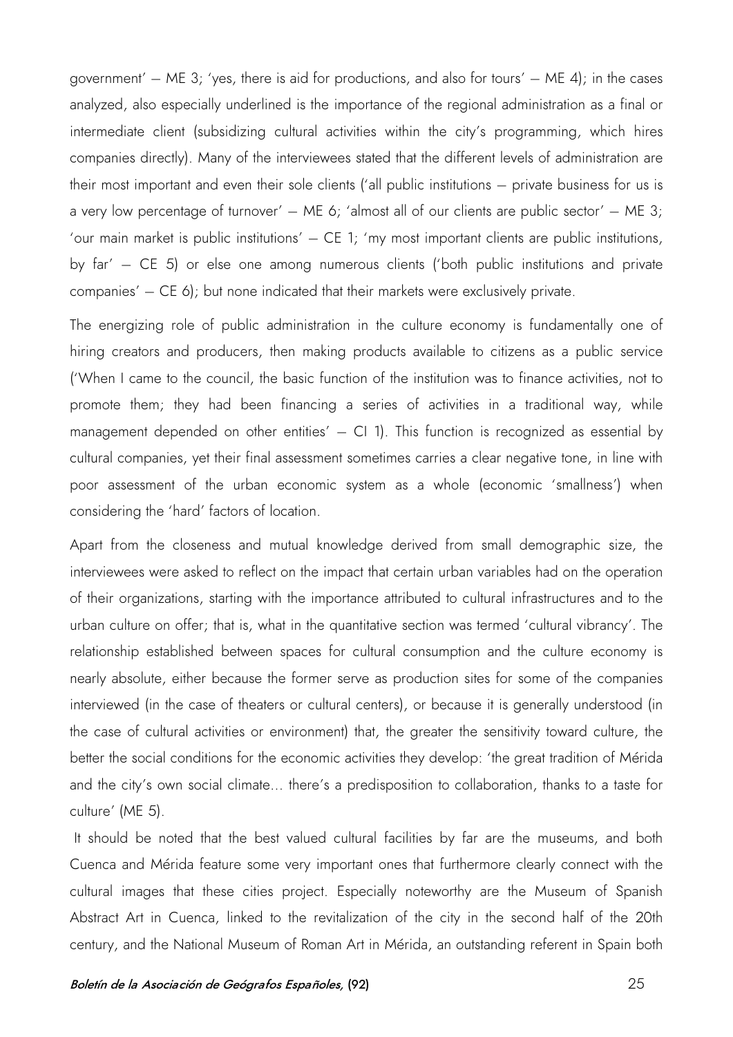government' – ME 3; 'yes, there is aid for productions, and also for tours' – ME 4); in the cases analyzed, also especially underlined is the importance of the regional administration as a final or intermediate client (subsidizing cultural activities within the city's programming, which hires companies directly). Many of the interviewees stated that the different levels of administration are their most important and even their sole clients ('all public institutions – private business for us is a very low percentage of turnover' – ME 6; 'almost all of our clients are public sector' – ME 3; 'our main market is public institutions' – CE 1; 'my most important clients are public institutions, by far' – CE 5) or else one among numerous clients ('both public institutions and private companies' – CE 6); but none indicated that their markets were exclusively private.

The energizing role of public administration in the culture economy is fundamentally one of hiring creators and producers, then making products available to citizens as a public service ('When I came to the council, the basic function of the institution was to finance activities, not to promote them; they had been financing a series of activities in a traditional way, while management depended on other entities' – CI 1). This function is recognized as essential by cultural companies, yet their final assessment sometimes carries a clear negative tone, in line with poor assessment of the urban economic system as a whole (economic 'smallness') when considering the 'hard' factors of location.

Apart from the closeness and mutual knowledge derived from small demographic size, the interviewees were asked to reflect on the impact that certain urban variables had on the operation of their organizations, starting with the importance attributed to cultural infrastructures and to the urban culture on offer; that is, what in the quantitative section was termed 'cultural vibrancy'. The relationship established between spaces for cultural consumption and the culture economy is nearly absolute, either because the former serve as production sites for some of the companies interviewed (in the case of theaters or cultural centers), or because it is generally understood (in the case of cultural activities or environment) that, the greater the sensitivity toward culture, the better the social conditions for the economic activities they develop: 'the great tradition of Mérida and the city's own social climate... there's a predisposition to collaboration, thanks to a taste for culture' (ME 5).

It should be noted that the best valued cultural facilities by far are the museums, and both Cuenca and Mérida feature some very important ones that furthermore clearly connect with the cultural images that these cities project. Especially noteworthy are the Museum of Spanish Abstract Art in Cuenca, linked to the revitalization of the city in the second half of the 20th century, and the National Museum of Roman Art in Mérida, an outstanding referent in Spain both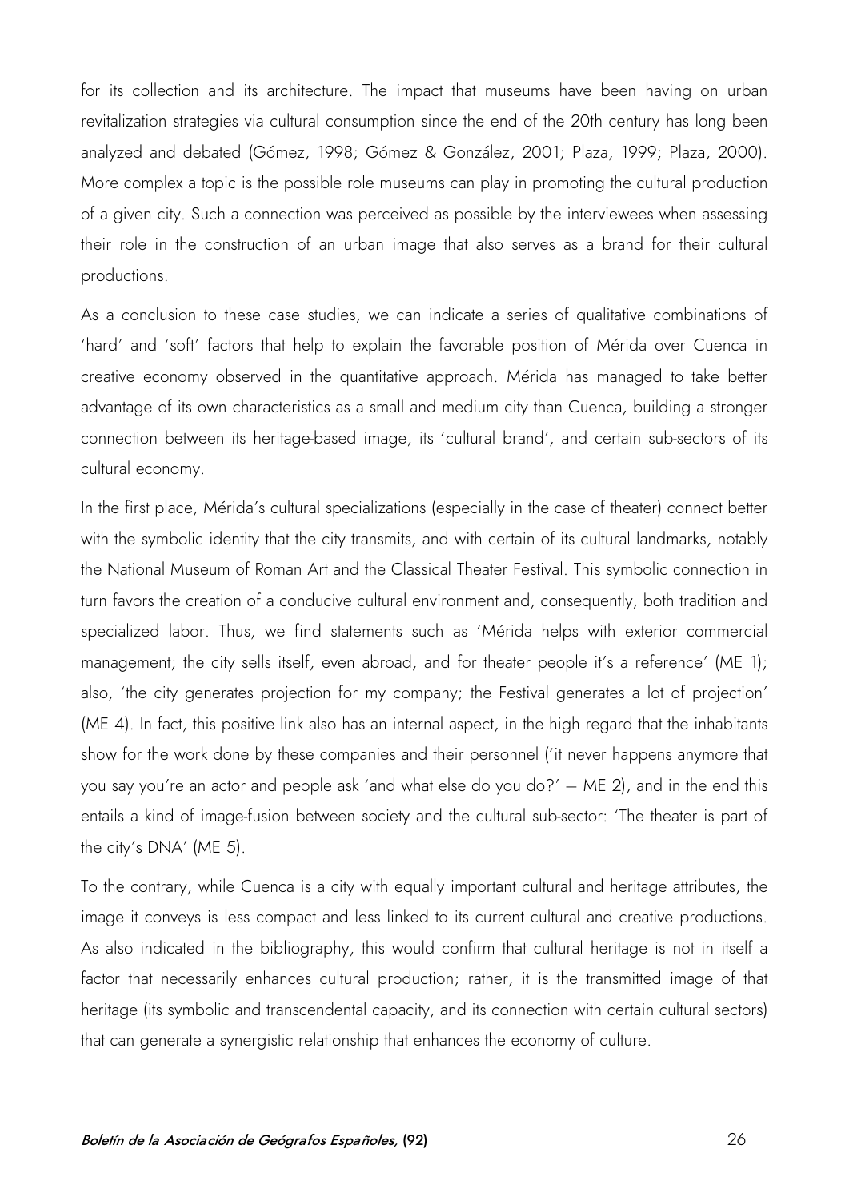for its collection and its architecture. The impact that museums have been having on urban revitalization strategies via cultural consumption since the end of the 20th century has long been analyzed and debated (Gómez, 1998; Gómez & González, 2001; Plaza, 1999; Plaza, 2000). More complex a topic is the possible role museums can play in promoting the cultural production of a given city. Such a connection was perceived as possible by the interviewees when assessing their role in the construction of an urban image that also serves as a brand for their cultural productions.

As a conclusion to these case studies, we can indicate a series of qualitative combinations of 'hard' and 'soft' factors that help to explain the favorable position of Mérida over Cuenca in creative economy observed in the quantitative approach. Mérida has managed to take better advantage of its own characteristics as a small and medium city than Cuenca, building a stronger connection between its heritage-based image, its 'cultural brand', and certain sub-sectors of its cultural economy.

In the first place, Mérida's cultural specializations (especially in the case of theater) connect better with the symbolic identity that the city transmits, and with certain of its cultural landmarks, notably the National Museum of Roman Art and the Classical Theater Festival. This symbolic connection in turn favors the creation of a conducive cultural environment and, consequently, both tradition and specialized labor. Thus, we find statements such as 'Mérida helps with exterior commercial management; the city sells itself, even abroad, and for theater people it's a reference' (ME 1); also, 'the city generates projection for my company; the Festival generates a lot of projection' (ME 4). In fact, this positive link also has an internal aspect, in the high regard that the inhabitants show for the work done by these companies and their personnel ('it never happens anymore that you say you're an actor and people ask 'and what else do you do?' – ME 2), and in the end this entails a kind of image-fusion between society and the cultural sub-sector: 'The theater is part of the city's DNA' (ME 5).

To the contrary, while Cuenca is a city with equally important cultural and heritage attributes, the image it conveys is less compact and less linked to its current cultural and creative productions. As also indicated in the bibliography, this would confirm that cultural heritage is not in itself a factor that necessarily enhances cultural production; rather, it is the transmitted image of that heritage (its symbolic and transcendental capacity, and its connection with certain cultural sectors) that can generate a synergistic relationship that enhances the economy of culture.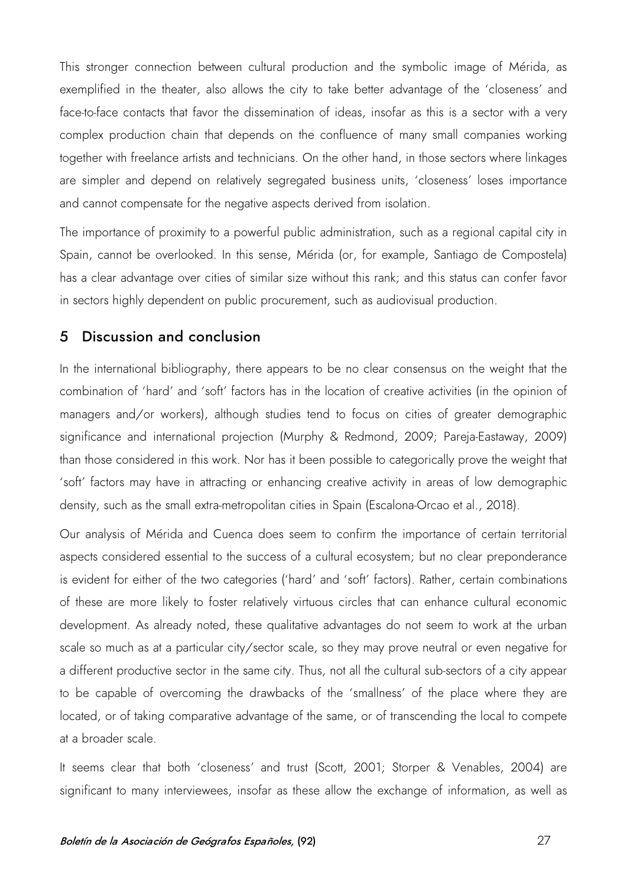This stronger connection between cultural production and the symbolic image of Mérida, as exemplified in the theater, also allows the city to take better advantage of the 'closeness' and face-to-face contacts that favor the dissemination of ideas, insofar as this is a sector with a very complex production chain that depends on the confluence of many small companies working together with freelance artists and technicians. On the other hand, in those sectors where linkages are simpler and depend on relatively segregated business units, 'closeness' loses importance and cannot compensate for the negative aspects derived from isolation.

The importance of proximity to a powerful public administration, such as a regional capital city in Spain, cannot be overlooked. In this sense, Mérida (or, for example, Santiago de Compostela) has a clear advantage over cities of similar size without this rank; and this status can confer favor in sectors highly dependent on public procurement, such as audiovisual production.

## 5 Discussion and conclusion

In the international bibliography, there appears to be no clear consensus on the weight that the combination of 'hard' and 'soft' factors has in the location of creative activities (in the opinion of managers and/or workers), although studies tend to focus on cities of greater demographic significance and international projection (Murphy & Redmond, 2009; Pareja-Eastaway, 2009) than those considered in this work. Nor has it been possible to categorically prove the weight that 'soft' factors may have in attracting or enhancing creative activity in areas of low demographic density, such as the small extra-metropolitan cities in Spain (Escalona-Orcao et al., 2018).

Our analysis of Mérida and Cuenca does seem to confirm the importance of certain territorial aspects considered essential to the success of a cultural ecosystem; but no clear preponderance is evident for either of the two categories ('hard' and 'soft' factors). Rather, certain combinations of these are more likely to foster relatively virtuous circles that can enhance cultural economic development. As already noted, these qualitative advantages do not seem to work at the urban scale so much as at a particular city/sector scale, so they may prove neutral or even negative for a different productive sector in the same city. Thus, not all the cultural sub-sectors of a city appear to be capable of overcoming the drawbacks of the 'smallness' of the place where they are located, or of taking comparative advantage of the same, or of transcending the local to compete at a broader scale.

It seems clear that both 'closeness' and trust (Scott, 2001; Storper & Venables, 2004) are significant to many interviewees, insofar as these allow the exchange of information, as well as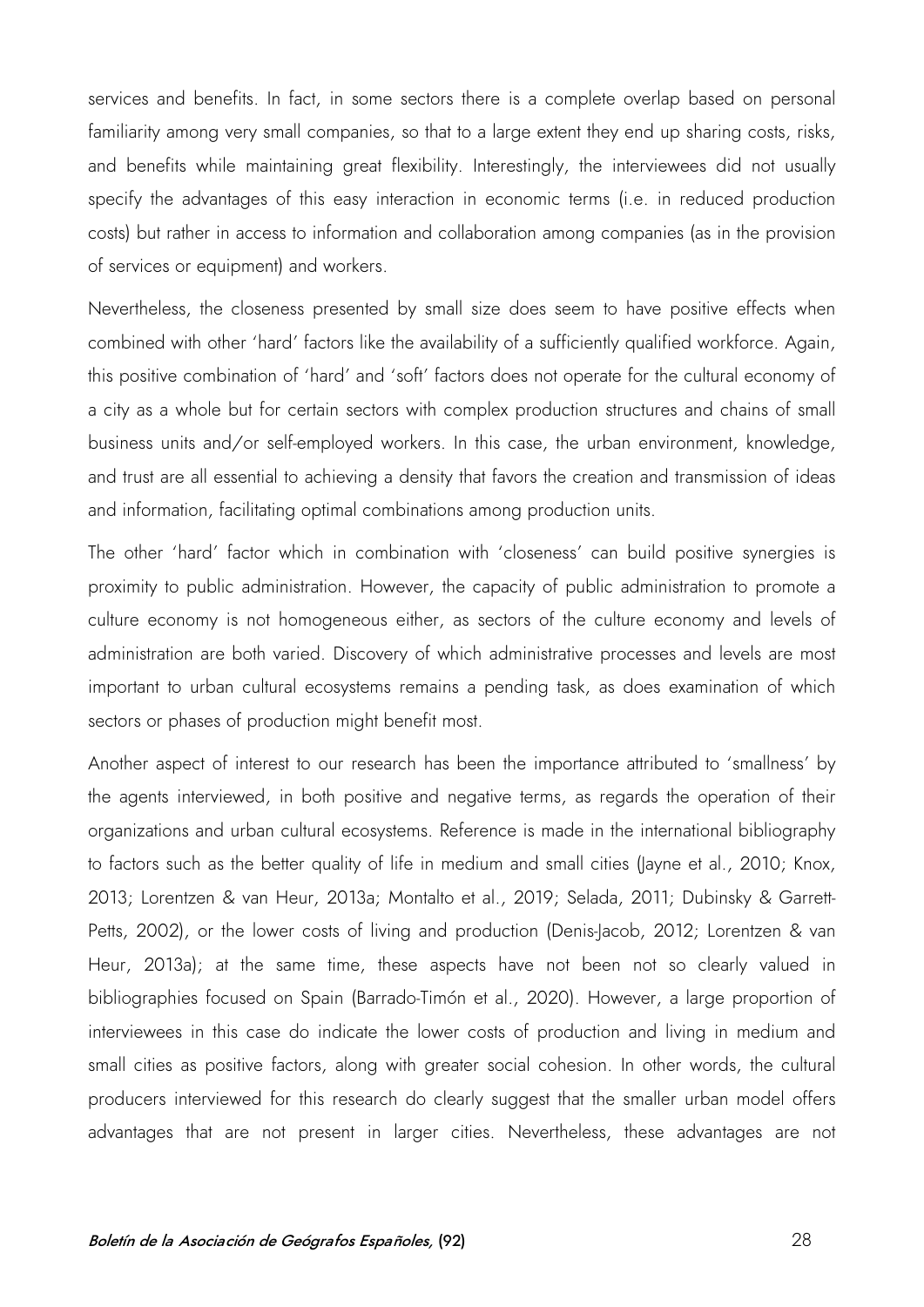services and benefits. In fact, in some sectors there is a complete overlap based on personal familiarity among very small companies, so that to a large extent they end up sharing costs, risks, and benefits while maintaining great flexibility. Interestingly, the interviewees did not usually specify the advantages of this easy interaction in economic terms (i.e. in reduced production costs) but rather in access to information and collaboration among companies (as in the provision of services or equipment) and workers.

Nevertheless, the closeness presented by small size does seem to have positive effects when combined with other 'hard' factors like the availability of a sufficiently qualified workforce. Again, this positive combination of 'hard' and 'soft' factors does not operate for the cultural economy of a city as a whole but for certain sectors with complex production structures and chains of small business units and/or self-employed workers. In this case, the urban environment, knowledge, and trust are all essential to achieving a density that favors the creation and transmission of ideas and information, facilitating optimal combinations among production units.

The other 'hard' factor which in combination with 'closeness' can build positive synergies is proximity to public administration. However, the capacity of public administration to promote a culture economy is not homogeneous either, as sectors of the culture economy and levels of administration are both varied. Discovery of which administrative processes and levels are most important to urban cultural ecosystems remains a pending task, as does examination of which sectors or phases of production might benefit most.

Another aspect of interest to our research has been the importance attributed to 'smallness' by the agents interviewed, in both positive and negative terms, as regards the operation of their organizations and urban cultural ecosystems. Reference is made in the international bibliography to factors such as the better quality of life in medium and small cities (Jayne et al., 2010; Knox, 2013; Lorentzen & van Heur, 2013a; Montalto et al., 2019; Selada, 2011; Dubinsky & Garrett-Petts, 2002), or the lower costs of living and production (Denis-Jacob, 2012; Lorentzen & van Heur, 2013a); at the same time, these aspects have not been not so clearly valued in bibliographies focused on Spain (Barrado-Timón et al., 2020). However, a large proportion of interviewees in this case do indicate the lower costs of production and living in medium and small cities as positive factors, along with greater social cohesion. In other words, the cultural producers interviewed for this research do clearly suggest that the smaller urban model offers advantages that are not present in larger cities. Nevertheless, these advantages are not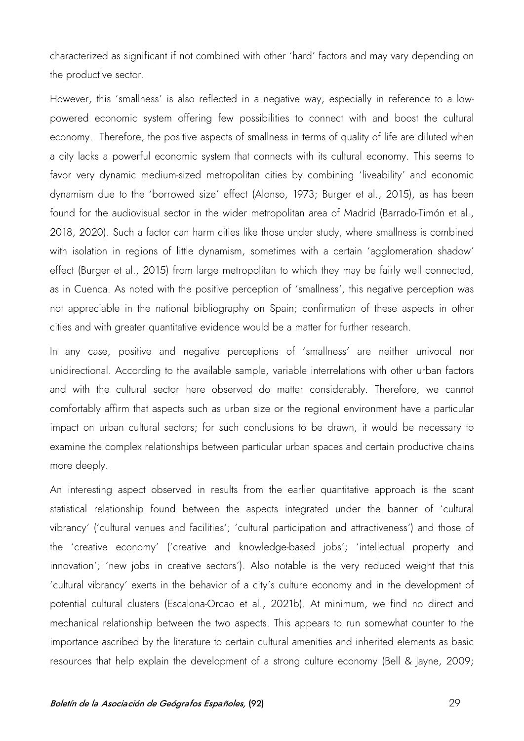characterized as significant if not combined with other 'hard' factors and may vary depending on the productive sector.

However, this 'smallness' is also reflected in a negative way, especially in reference to a low-powered economic system offering few possibilities to connect with and boost the cultural economy. Therefore, the positive aspects of smallness in terms of quality of life are diluted when a city lacks a powerful economic system that connects with its cultural economy. This seems to favor very dynamic medium-sized metropolitan cities by combining 'liveability' and economic dynamism due to the 'borrowed size' effect (Alonso, 1973; Burger et al., 2015), as has been found for the audiovisual sector in the wider metropolitan area of Madrid (Barrado-Timón et al., 2018, 2020). Such a factor can harm cities like those under study, where smallness is combined with isolation in regions of little dynamism, sometimes with a certain 'agglomeration shadow' effect (Burger et al., 2015) from large metropolitan to which they may be fairly well connected, as in Cuenca. As noted with the positive perception of 'smallness', this negative perception was not appreciable in the national bibliography on Spain; confirmation of these aspects in other cities and with greater quantitative evidence would be a matter for further research.

In any case, positive and negative perceptions of 'smallness' are neither univocal nor unidirectional. According to the available sample, variable interrelations with other urban factors and with the cultural sector here observed do matter considerably. Therefore, we cannot comfortably affirm that aspects such as urban size or the regional environment have a particular impact on urban cultural sectors; for such conclusions to be drawn, it would be necessary to examine the complex relationships between particular urban spaces and certain productive chains more deeply.

An interesting aspect observed in results from the earlier quantitative approach is the scant statistical relationship found between the aspects integrated under the banner of 'cultural vibrancy' ('cultural venues and facilities'; 'cultural participation and attractiveness') and those of the 'creative economy' ('creative and knowledge-based jobs'; 'intellectual property and innovation'; 'new jobs in creative sectors'). Also notable is the very reduced weight that this 'cultural vibrancy' exerts in the behavior of a city's culture economy and in the development of potential cultural clusters (Escalona-Orcao et al., 2021b). At minimum, we find no direct and mechanical relationship between the two aspects. This appears to run somewhat counter to the importance ascribed by the literature to certain cultural amenities and inherited elements as basic resources that help explain the development of a strong culture economy (Bell & Jayne, 2009;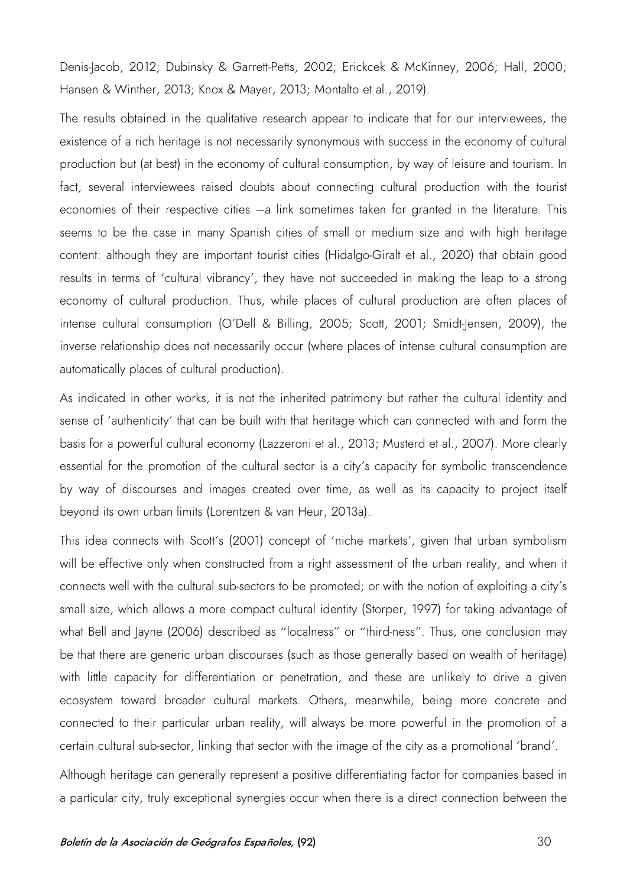Denis-Jacob, 2012; Dubinsky & Garrett-Petts, 2002; Erickcek & McKinney, 2006; Hall, 2000; Hansen & Winther, 2013; Knox & Mayer, 2013; Montalto et al., 2019).

The results obtained in the qualitative research appear to indicate that for our interviewees, the existence of a rich heritage is not necessarily synonymous with success in the economy of cultural production but (at best) in the economy of cultural consumption, by way of leisure and tourism. In fact, several interviewees raised doubts about connecting cultural production with the tourist economies of their respective cities —a link sometimes taken for granted in the literature. This seems to be the case in many Spanish cities of small or medium size and with high heritage content: although they are important tourist cities (Hidalgo-Giralt et al., 2020) that obtain good results in terms of 'cultural vibrancy', they have not succeeded in making the leap to a strong economy of cultural production. Thus, while places of cultural production are often places of intense cultural consumption (O'Dell & Billing, 2005; Scott, 2001; Smidt-Jensen, 2009), the inverse relationship does not necessarily occur (where places of intense cultural consumption are automatically places of cultural production).

As indicated in other works, it is not the inherited patrimony but rather the cultural identity and sense of 'authenticity' that can be built with that heritage which can connected with and form the basis for a powerful cultural economy (Lazzeroni et al., 2013; Musterd et al., 2007). More clearly essential for the promotion of the cultural sector is a city's capacity for symbolic transcendence by way of discourses and images created over time, as well as its capacity to project itself beyond its own urban limits (Lorentzen & van Heur, 2013a).

This idea connects with Scott's (2001) concept of 'niche markets', given that urban symbolism will be effective only when constructed from a right assessment of the urban reality, and when it connects well with the cultural sub-sectors to be promoted; or with the notion of exploiting a city's small size, which allows a more compact cultural identity (Storper, 1997) for taking advantage of what Bell and Jayne (2006) described as "localness" or "third-ness". Thus, one conclusion may be that there are generic urban discourses (such as those generally based on wealth of heritage) with little capacity for differentiation or penetration, and these are unlikely to drive a given ecosystem toward broader cultural markets. Others, meanwhile, being more concrete and connected to their particular urban reality, will always be more powerful in the promotion of a certain cultural sub-sector, linking that sector with the image of the city as a promotional 'brand'.

Although heritage can generally represent a positive differentiating factor for companies based in a particular city, truly exceptional synergies occur when there is a direct connection between the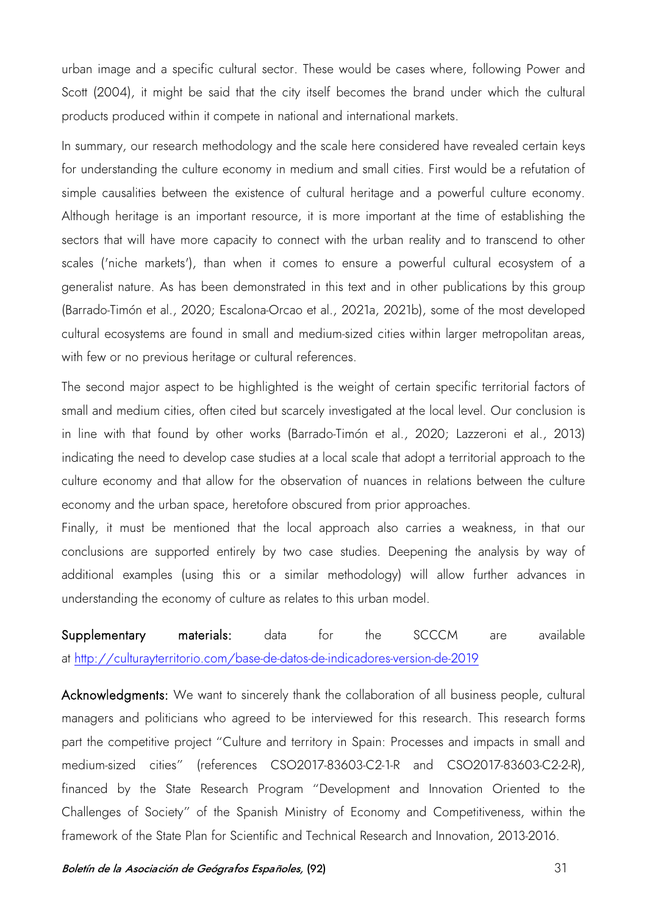urban image and a specific cultural sector. These would be cases where, following Power and Scott (2004), it might be said that the city itself becomes the brand under which the cultural products produced within it compete in national and international markets.

In summary, our research methodology and the scale here considered have revealed certain keys for understanding the culture economy in medium and small cities. First would be a refutation of simple causalities between the existence of cultural heritage and a powerful culture economy. Although heritage is an important resource, it is more important at the time of establishing the sectors that will have more capacity to connect with the urban reality and to transcend to other scales ('niche markets'), than when it comes to ensure a powerful cultural ecosystem of a generalist nature. As has been demonstrated in this text and in other publications by this group (Barrado-Timón et al., 2020; Escalona-Orcao et al., 2021a, 2021b), some of the most developed cultural ecosystems are found in small and medium-sized cities within larger metropolitan areas, with few or no previous heritage or cultural references.

The second major aspect to be highlighted is the weight of certain specific territorial factors of small and medium cities, often cited but scarcely investigated at the local level. Our conclusion is in line with that found by other works (Barrado-Timón et al., 2020; Lazzeroni et al., 2013) indicating the need to develop case studies at a local scale that adopt a territorial approach to the culture economy and that allow for the observation of nuances in relations between the culture economy and the urban space, heretofore obscured from prior approaches.

Finally, it must be mentioned that the local approach also carries a weakness, in that our conclusions are supported entirely by two case studies. Deepening the analysis by way of additional examples (using this or a similar methodology) will allow further advances in understanding the economy of culture as relates to this urban model.

**Supplementary materials:** data for the SCCCM are available at [http://culturayterritorio.com/base-de-datos-de-indicadores-version-de-2019](http://culturayterritorio.com/base-de-datos-de-indicadores-version-de-2019)

**Acknowledgments:** We want to sincerely thank the collaboration of all business people, cultural managers and politicians who agreed to be interviewed for this research. This research forms part the competitive project "Culture and territory in Spain: Processes and impacts in small and medium-sized cities" (references CSO2017-83603-C2-1-R and CSO2017-83603-C2-2-R), financed by the State Research Program "Development and Innovation Oriented to the Challenges of Society" of the Spanish Ministry of Economy and Competitiveness, within the framework of the State Plan for Scientific and Technical Research and Innovation, 2013-2016.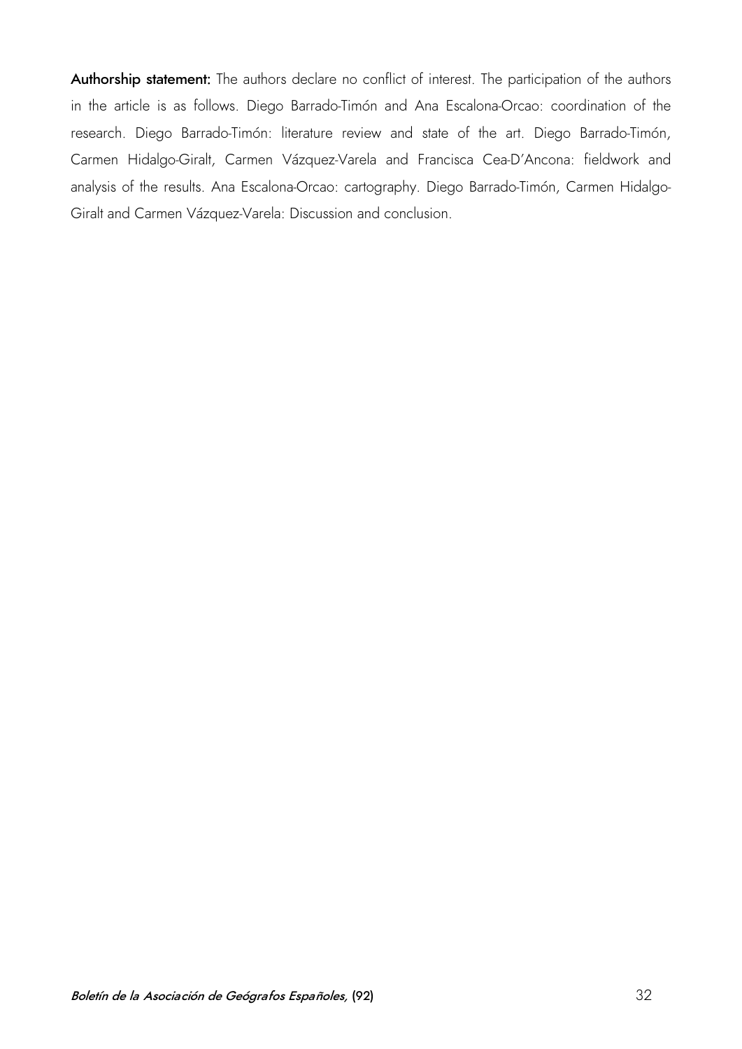**Authorship statement:** The authors declare no conflict of interest. The participation of the authors in the article is as follows. Diego Barrado-Timón and Ana Escalona-Orcao: coordination of the research. Diego Barrado-Timón: literature review and state of the art. Diego Barrado-Timón, Carmen Hidalgo-Giralt, Carmen Vázquez-Varela and Francisca Cea-D'Ancona: fieldwork and analysis of the results. Ana Escalona-Orcao: cartography. Diego Barrado-Timón, Carmen Hidalgo-Giralt and Carmen Vázquez-Varela: Discussion and conclusion.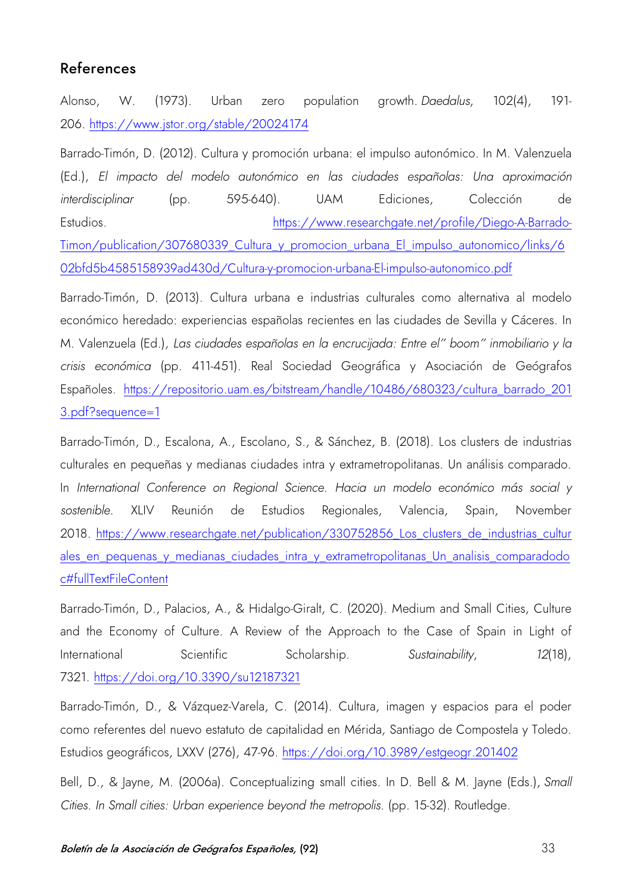## References

Alonso, W. (1973). Urban zero population growth. *Daedalus,* 102(4), 191-206. https://www.jstor.org/stable/20024174

Barrado-Timón, D. (2012). Cultura y promoción urbana: el impulso autonómico. In M. Valenzuela (Ed.), *El impacto del modelo autonómico en las ciudades españolas: Una aproximación interdisciplinar* (pp. 595-640). UAM Ediciones, Colección de Estudios. https://www.researchgate.net/profile/Diego-A-Barrado-Timon/publication/307680339_Cultura_y_promocion_urbana_El_impulso_autonomico/links/602bfd5b4585158939ad430d/Cultura-y-promocion-urbana-El-impulso-autonomico.pdf

Barrado-Timón, D. (2013). Cultura urbana e industrias culturales como alternativa al modelo económico heredado: experiencias españolas recientes en las ciudades de Sevilla y Cáceres. In M. Valenzuela (Ed.), *Las ciudades españolas en la encrucijada: Entre el" boom" inmobiliario y la crisis económica* (pp. 411-451). Real Sociedad Geográfica y Asociación de Geógrafos Españoles. https://repositorio.uam.es/bitstream/handle/10486/680323/cultura_barrado_2013.pdf?sequence=1

Barrado-Timón, D., Escalona, A., Escolano, S., & Sánchez, B. (2018). Los clusters de industrias culturales en pequeñas y medianas ciudades intra y extrametropolitanas. Un análisis comparado. In *International Conference on Regional Science. Hacia un modelo económico más social y sostenible*. XLIV Reunión de Estudios Regionales, Valencia, Spain, November 2018. https://www.researchgate.net/publication/330752856_Los_clusters_de_industrias_culturales_en_pequenas_y_medianas_ciudades_intra_y_extrametropolitanas_Un_analisis_comparadodoc#fullTextFileContent

Barrado-Timón, D., Palacios, A., & Hidalgo-Giralt, C. (2020). Medium and Small Cities, Culture and the Economy of Culture. A Review of the Approach to the Case of Spain in Light of International Scientific Scholarship. *Sustainability*, *12*(18), 7321. https://doi.org/10.3390/su12187321

Barrado-Timón, D., & Vázquez-Varela, C. (2014). Cultura, imagen y espacios para el poder como referentes del nuevo estatuto de capitalidad en Mérida, Santiago de Compostela y Toledo. Estudios geográficos, LXXV (276), 47-96. https://doi.org/10.3989/estgeogr.201402

Bell, D., & Jayne, M. (2006a). Conceptualizing small cities. In D. Bell & M. Jayne (Eds.), *Small Cities. In Small cities: Urban experience beyond the metropolis*. (pp. 15-32). Routledge.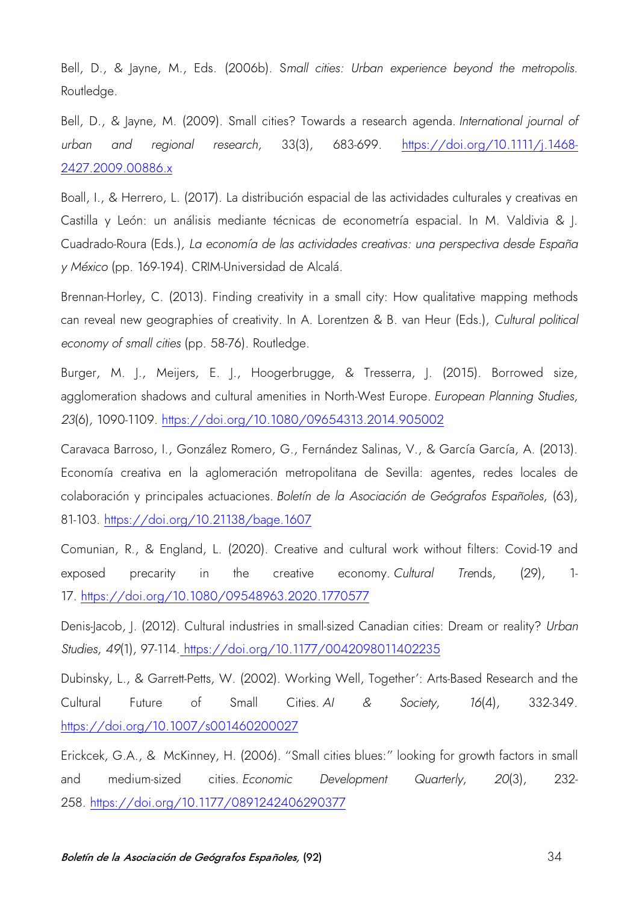Bell, D., & Jayne, M., Eds. (2006b). *Small cities: Urban experience beyond the metropolis.* Routledge.

Bell, D., & Jayne, M. (2009). Small cities? Towards a research agenda. *International journal of urban and regional research*, 33(3), 683-699. https://doi.org/10.1111/j.1468-2427.2009.00886.x

Boall, I., & Herrero, L. (2017). La distribución espacial de las actividades culturales y creativas en Castilla y León: un análisis mediante técnicas de econometría espacial. In M. Valdivia & J. Cuadrado-Roura (Eds.), *La economía de las actividades creativas: una perspectiva desde España y México* (pp. 169-194). CRIM-Universidad de Alcalá.

Brennan-Horley, C. (2013). Finding creativity in a small city: How qualitative mapping methods can reveal new geographies of creativity. In A. Lorentzen & B. van Heur (Eds.), *Cultural political economy of small cities* (pp. 58-76). Routledge.

Burger, M. J., Meijers, E. J., Hoogerbrugge, & Tresserra, J. (2015). Borrowed size, agglomeration shadows and cultural amenities in North-West Europe. *European Planning Studies, 23*(6), 1090-1109. https://doi.org/10.1080/09654313.2014.905002

Caravaca Barroso, I., González Romero, G., Fernández Salinas, V., & García García, A. (2013). Economía creativa en la aglomeración metropolitana de Sevilla: agentes, redes locales de colaboración y principales actuaciones. *Boletín de la Asociación de Geógrafos Españoles*, (63), 81-103. https://doi.org/10.21138/bage.1607

Comunian, R., & England, L. (2020). Creative and cultural work without filters: Covid-19 and exposed precarity in the creative economy. *Cultural Trends*, (29), 1-17. https://doi.org/10.1080/09548963.2020.1770577

Denis-Jacob, J. (2012). Cultural industries in small-sized Canadian cities: Dream or reality? *Urban Studies, 49*(1), 97-114. https://doi.org/10.1177/0042098011402235

Dubinsky, L., & Garrett-Petts, W. (2002). Working Well, Together': Arts-Based Research and the Cultural Future of Small Cities. *AI & Society*, *16*(4), 332-349. https://doi.org/10.1007/s001460200027

Erickcek, G.A., & McKinney, H. (2006). "Small cities blues:" looking for growth factors in small and medium-sized cities. *Economic Development Quarterly*, *20*(3), 232-258. https://doi.org/10.1177/0891242406290377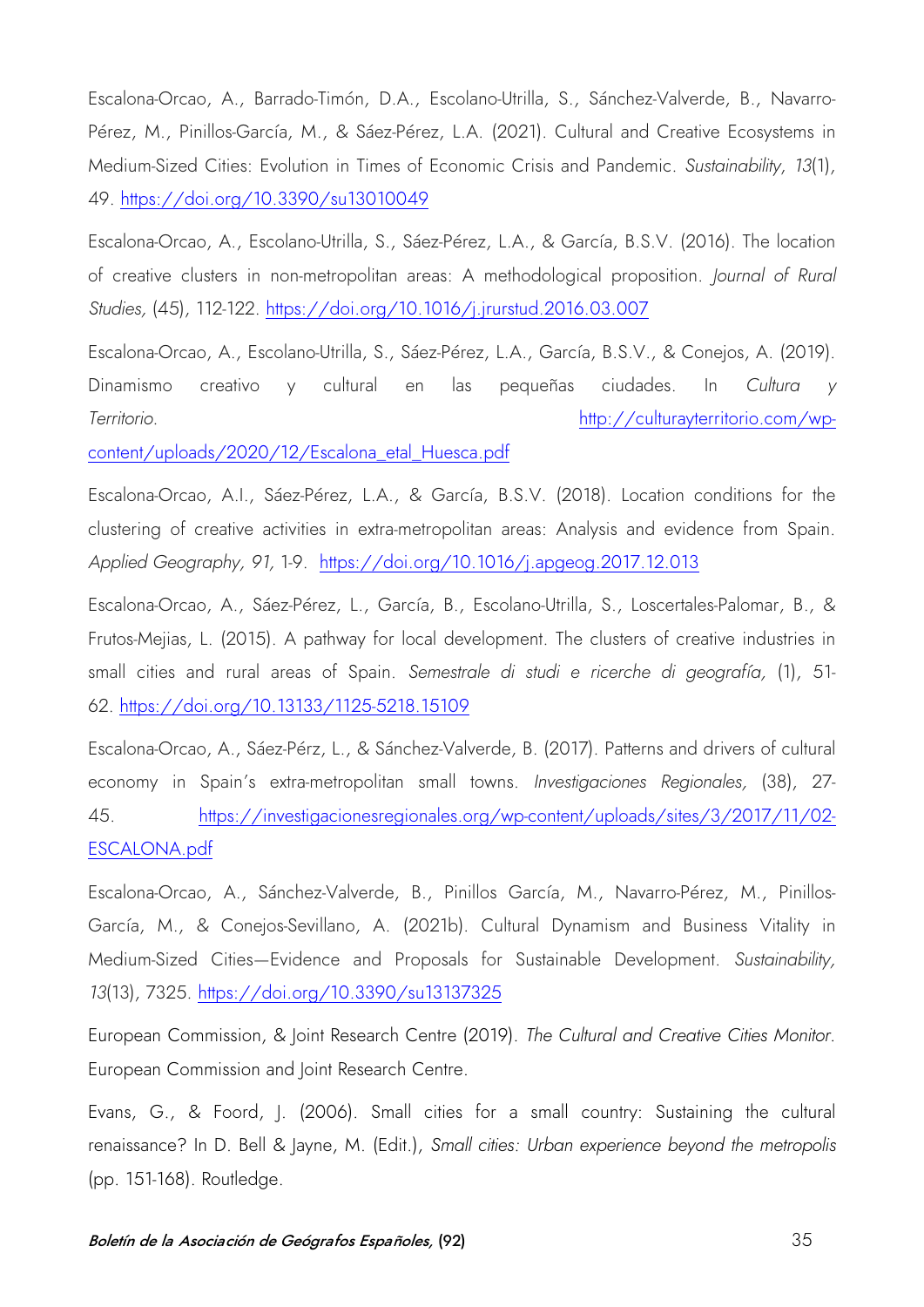Escalona-Orcao, A., Barrado-Timón, D.A., Escolano-Utrilla, S., Sánchez-Valverde, B., Navarro-Pérez, M., Pinillos-García, M., & Sáez-Pérez, L.A. (2021). Cultural and Creative Ecosystems in Medium-Sized Cities: Evolution in Times of Economic Crisis and Pandemic. *Sustainability*, *13*(1), 49. https://doi.org/10.3390/su13010049

Escalona-Orcao, A., Escolano-Utrilla, S., Sáez-Pérez, L.A., & García, B.S.V. (2016). The location of creative clusters in non-metropolitan areas: A methodological proposition. *Journal of Rural Studies*, (45), 112-122. https://doi.org/10.1016/j.jrurstud.2016.03.007

Escalona-Orcao, A., Escolano-Utrilla, S., Sáez-Pérez, L.A., García, B.S.V., & Conejos, A. (2019). Dinamismo creativo y cultural en las pequeñas ciudades. In *Cultura y Territorio*. http://culturayterritorio.com/wp-content/uploads/2020/12/Escalona_etal_Huesca.pdf

Escalona-Orcao, A.I., Sáez-Pérez, L.A., & García, B.S.V. (2018). Location conditions for the clustering of creative activities in extra-metropolitan areas: Analysis and evidence from Spain. *Applied Geography, 91,* 1-9. https://doi.org/10.1016/j.apgeog.2017.12.013

Escalona-Orcao, A., Sáez-Pérez, L., García, B., Escolano-Utrilla, S., Loscertales-Palomar, B., & Frutos-Mejias, L. (2015). A pathway for local development. The clusters of creative industries in small cities and rural areas of Spain. *Semestrale di studi e ricerche di geografía,* (1), 51-62. https://doi.org/10.13133/1125-5218.15109

Escalona-Orcao, A., Sáez-Pérz, L., & Sánchez-Valverde, B. (2017). Patterns and drivers of cultural economy in Spain's extra-metropolitan small towns. *Investigaciones Regionales,* (38), 27-45. https://investigacionesregionales.org/wp-content/uploads/sites/3/2017/11/02-ESCALONA.pdf

Escalona-Orcao, A., Sánchez-Valverde, B., Pinillos García, M., Navarro-Pérez, M., Pinillos-García, M., & Conejos-Sevillano, A. (2021b). Cultural Dynamism and Business Vitality in Medium-Sized Cities—Evidence and Proposals for Sustainable Development. *Sustainability, 13*(13), 7325. https://doi.org/10.3390/su13137325

European Commission, & Joint Research Centre (2019). *The Cultural and Creative Cities Monitor*. European Commission and Joint Research Centre.

Evans, G., & Foord, J. (2006). Small cities for a small country: Sustaining the cultural renaissance? In D. Bell & Jayne, M. (Edit.), *Small cities: Urban experience beyond the metropolis* (pp. 151-168). Routledge.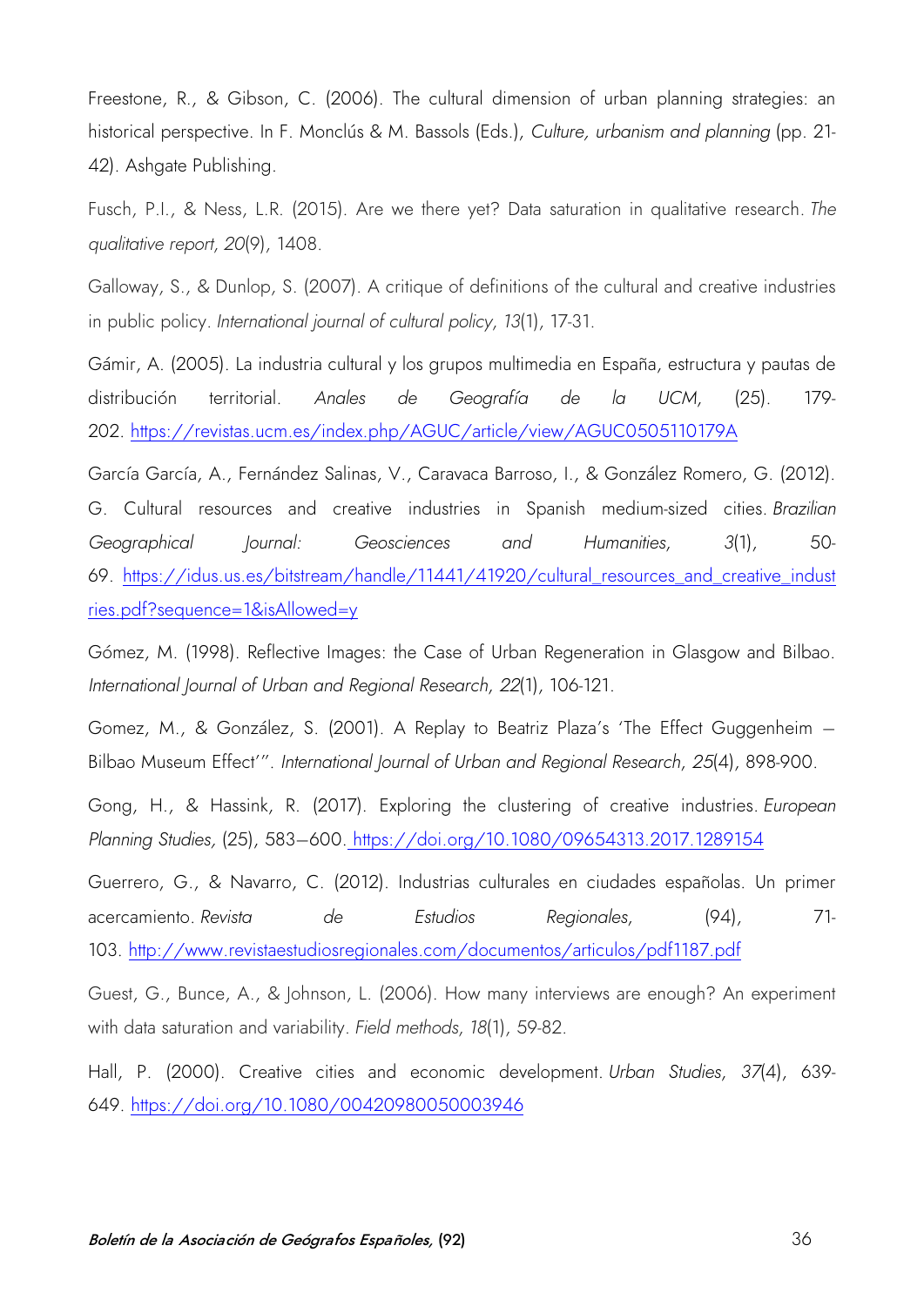Freestone, R., & Gibson, C. (2006). The cultural dimension of urban planning strategies: an historical perspective. In F. Monclús & M. Bassols (Eds.), *Culture, urbanism and planning* (pp. 21-42). Ashgate Publishing.

Fusch, P.I., & Ness, L.R. (2015). Are we there yet? Data saturation in qualitative research. *The qualitative report*, *20*(9), 1408.

Galloway, S., & Dunlop, S. (2007). A critique of definitions of the cultural and creative industries in public policy. *International journal of cultural policy*, *13*(1), 17-31.

Gámir, A. (2005). La industria cultural y los grupos multimedia en España, estructura y pautas de distribución territorial. *Anales de Geografía de la UCM,* (25). 179-202. https://revistas.ucm.es/index.php/AGUC/article/view/AGUC0505110179A

García García, A., Fernández Salinas, V., Caravaca Barroso, I., & González Romero, G. (2012). G. Cultural resources and creative industries in Spanish medium-sized cities. *Brazilian Geographical Journal: Geosciences and Humanities*, *3*(1), 50-69. https://idus.us.es/bitstream/handle/11441/41920/cultural_resources_and_creative_industries.pdf?sequence=1&isAllowed=y

Gómez, M. (1998). Reflective Images: the Case of Urban Regeneration in Glasgow and Bilbao. *International Journal of Urban and Regional Research*, *22*(1), 106-121.

Gomez, M., & González, S. (2001). A Replay to Beatriz Plaza's 'The Effect Guggenheim – Bilbao Museum Effect'". *International Journal of Urban and Regional Research*, *25*(4), 898-900.

Gong, H., & Hassink, R. (2017). Exploring the clustering of creative industries. *European Planning Studies,* (25), 583–600. https://doi.org/10.1080/09654313.2017.1289154

Guerrero, G., & Navarro, C. (2012). Industrias culturales en ciudades españolas. Un primer acercamiento. *Revista de Estudios Regionales,* (94), 71-103. http://www.revistaestudiosregionales.com/documentos/articulos/pdf1187.pdf

Guest, G., Bunce, A., & Johnson, L. (2006). How many interviews are enough? An experiment with data saturation and variability. *Field methods*, *18*(1), 59-82.

Hall, P. (2000). Creative cities and economic development. *Urban Studies*, *37*(4), 639-649. https://doi.org/10.1080/00420980050003946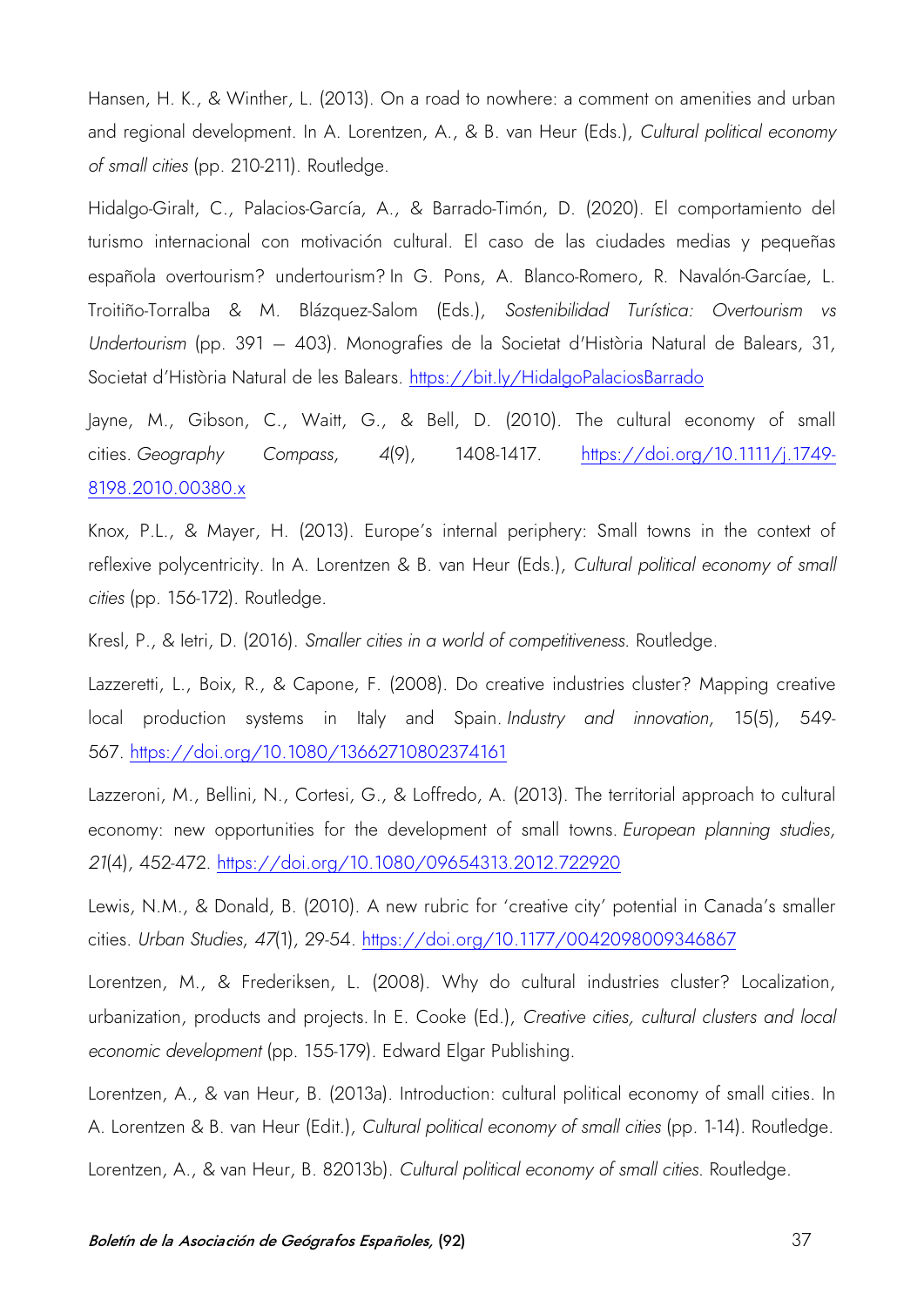Hansen, H. K., & Winther, L. (2013). On a road to nowhere: a comment on amenities and urban and regional development. In A. Lorentzen, A., & B. van Heur (Eds.), *Cultural political economy of small cities* (pp. 210-211). Routledge.

Hidalgo-Giralt, C., Palacios-García, A., & Barrado-Timón, D. (2020). El comportamiento del turismo internacional con motivación cultural. El caso de las ciudades medias y pequeñas española overtourism? undertourism? In G. Pons, A. Blanco-Romero, R. Navalón-Garcíae, L. Troitiño-Torralba & M. Blázquez-Salom (Eds.), *Sostenibilidad Turística: Overtourism vs Undertourism* (pp. 391 – 403). Monografies de la Societat d'Història Natural de Balears, 31, Societat d'Història Natural de les Balears. https://bit.ly/HidalgoPalaciosBarrado

Jayne, M., Gibson, C., Waitt, G., & Bell, D. (2010). The cultural economy of small cities. *Geography Compass, 4*(9), 1408-1417. https://doi.org/10.1111/j.1749-8198.2010.00380.x

Knox, P.L., & Mayer, H. (2013). Europe's internal periphery: Small towns in the context of reflexive polycentricity. In A. Lorentzen & B. van Heur (Eds.), *Cultural political economy of small cities* (pp. 156-172). Routledge.

Kresl, P., & Ietri, D. (2016). *Smaller cities in a world of competitiveness*. Routledge.

Lazzeretti, L., Boix, R., & Capone, F. (2008). Do creative industries cluster? Mapping creative local production systems in Italy and Spain. *Industry and innovation*, 15(5), 549-567. https://doi.org/10.1080/13662710802374161

Lazzeroni, M., Bellini, N., Cortesi, G., & Loffredo, A. (2013). The territorial approach to cultural economy: new opportunities for the development of small towns. *European planning studies, 21*(4), 452-472. https://doi.org/10.1080/09654313.2012.722920

Lewis, N.M., & Donald, B. (2010). A new rubric for 'creative city' potential in Canada's smaller cities. *Urban Studies, 47*(1), 29-54. https://doi.org/10.1177/0042098009346867

Lorentzen, M., & Frederiksen, L. (2008). Why do cultural industries cluster? Localization, urbanization, products and projects. In E. Cooke (Ed.), *Creative cities, cultural clusters and local economic development* (pp. 155-179). Edward Elgar Publishing.

Lorentzen, A., & van Heur, B. (2013a). Introduction: cultural political economy of small cities. In A. Lorentzen & B. van Heur (Edit.), *Cultural political economy of small cities* (pp. 1-14). Routledge.

Lorentzen, A., & van Heur, B. 82013b). *Cultural political economy of small cities*. Routledge.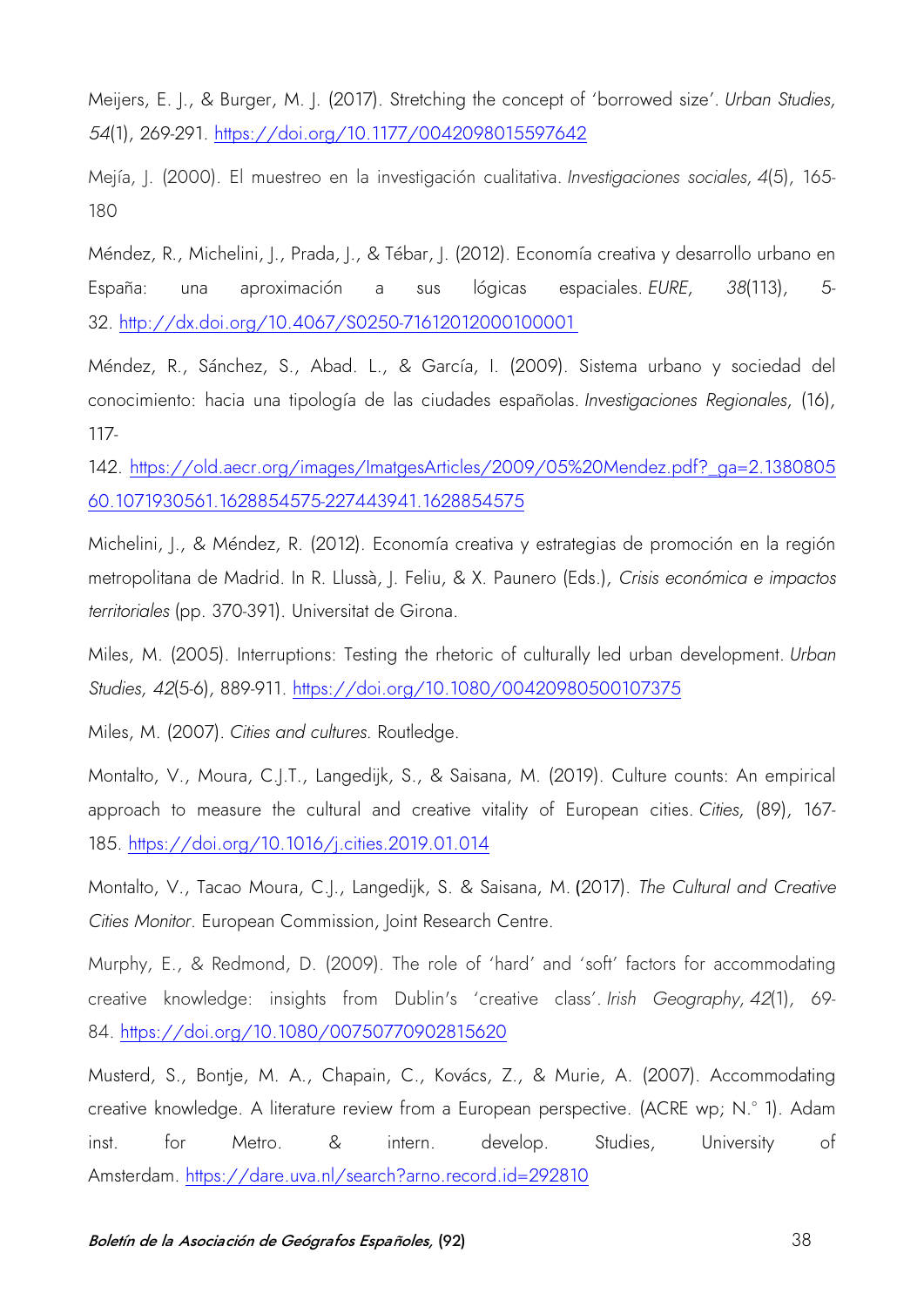Meijers, E. J., & Burger, M. J. (2017). Stretching the concept of 'borrowed size'. *Urban Studies, 54*(1), 269-291. https://doi.org/10.1177/0042098015597642

Mejía, J. (2000). El muestreo en la investigación cualitativa. *Investigaciones sociales, 4*(5), 165-180

Méndez, R., Michelini, J., Prada, J., & Tébar, J. (2012). Economía creativa y desarrollo urbano en España: una aproximación a sus lógicas espaciales. *EURE, 38*(113), 5-32. http://dx.doi.org/10.4067/S0250-71612012000100001

Méndez, R., Sánchez, S., Abad. L., & García, I. (2009). Sistema urbano y sociedad del conocimiento: hacia una tipología de las ciudades españolas. *Investigaciones Regionales*, (16), 117-142. https://old.aecr.org/images/ImatgesArticles/2009/05%20Mendez.pdf?_ga=2.138080560.1071930561.1628854575-227443941.1628854575

Michelini, J., & Méndez, R. (2012). Economía creativa y estrategias de promoción en la región metropolitana de Madrid. In R. Llussà, J. Feliu, & X. Paunero (Eds.), *Crisis económica e impactos territoriales* (pp. 370-391). Universitat de Girona.

Miles, M. (2005). Interruptions: Testing the rhetoric of culturally led urban development. *Urban Studies, 42*(5-6), 889-911. https://doi.org/10.1080/00420980500107375

Miles, M. (2007). *Cities and cultures*. Routledge.

Montalto, V., Moura, C.J.T., Langedijk, S., & Saisana, M. (2019). Culture counts: An empirical approach to measure the cultural and creative vitality of European cities. *Cities*, (89), 167-185. https://doi.org/10.1016/j.cities.2019.01.014

Montalto, V., Tacao Moura, C.J., Langedijk, S. & Saisana, M. (2017). *The Cultural and Creative Cities Monitor*. European Commission, Joint Research Centre.

Murphy, E., & Redmond, D. (2009). The role of 'hard' and 'soft' factors for accommodating creative knowledge: insights from Dublin's 'creative class'. *Irish Geography, 42*(1), 69-84. https://doi.org/10.1080/00750770902815620

Musterd, S., Bontje, M. A., Chapain, C., Kovács, Z., & Murie, A. (2007). Accommodating creative knowledge. A literature review from a European perspective. (ACRE wp; N.° 1). Adam inst. for Metro. & intern. develop. Studies, University of Amsterdam. https://dare.uva.nl/search?arno.record.id=292810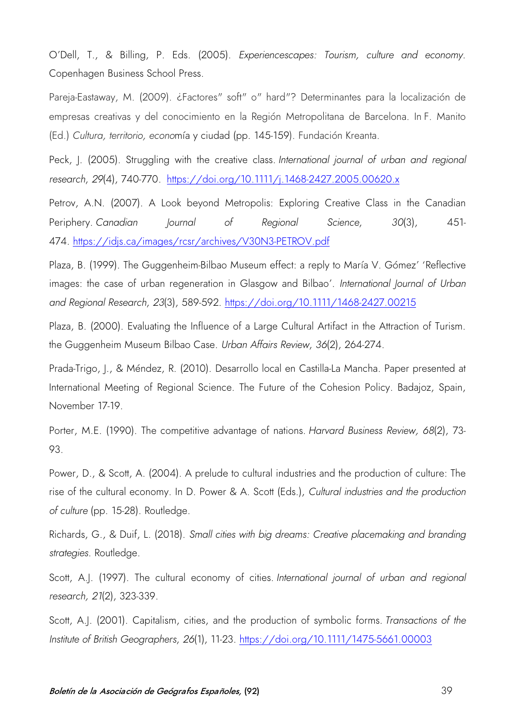O'Dell, T., & Billing, P. Eds. (2005). *Experiencescapes: Tourism, culture and economy*. Copenhagen Business School Press.

Pareja-Eastaway, M. (2009). ¿Factores" soft" o" hard"? Determinantes para la localización de empresas creativas y del conocimiento en la Región Metropolitana de Barcelona. In F. Manito (Ed.) *Cultura, territorio, econo*mía y ciudad (pp. 145-159). Fundación Kreanta.

Peck, J. (2005). Struggling with the creative class. *International journal of urban and regional research*, *29*(4), 740-770. https://doi.org/10.1111/j.1468-2427.2005.00620.x

Petrov, A.N. (2007). A Look beyond Metropolis: Exploring Creative Class in the Canadian Periphery. *Canadian Journal of Regional Science*, *30*(3), 451-474. https://idjs.ca/images/rcsr/archives/V30N3-PETROV.pdf

Plaza, B. (1999). The Guggenheim-Bilbao Museum effect: a reply to María V. Gómez' 'Reflective images: the case of urban regeneration in Glasgow and Bilbao'. *International Journal of Urban and Regional Research*, *23*(3), 589-592. https://doi.org/10.1111/1468-2427.00215

Plaza, B. (2000). Evaluating the Influence of a Large Cultural Artifact in the Attraction of Turism. the Guggenheim Museum Bilbao Case. *Urban Affairs Review*, *36*(2), 264-274.

Prada-Trigo, J., & Méndez, R. (2010). Desarrollo local en Castilla-La Mancha. Paper presented at International Meeting of Regional Science. The Future of the Cohesion Policy. Badajoz, Spain, November 17-19.

Porter, M.E. (1990). The competitive advantage of nations. *Harvard Business Review, 68*(2), 73-93.

Power, D., & Scott, A. (2004). A prelude to cultural industries and the production of culture: The rise of the cultural economy. In D. Power & A. Scott (Eds.), *Cultural industries and the production of culture* (pp. 15-28). Routledge.

Richards, G., & Duif, L. (2018). *Small cities with big dreams: Creative placemaking and branding strategies*. Routledge.

Scott, A.J. (1997). The cultural economy of cities. *International journal of urban and regional research, 21*(2), 323-339.

Scott, A.J. (2001). Capitalism, cities, and the production of symbolic forms. *Transactions of the Institute of British Geographers*, *26*(1), 11-23. https://doi.org/10.1111/1475-5661.00003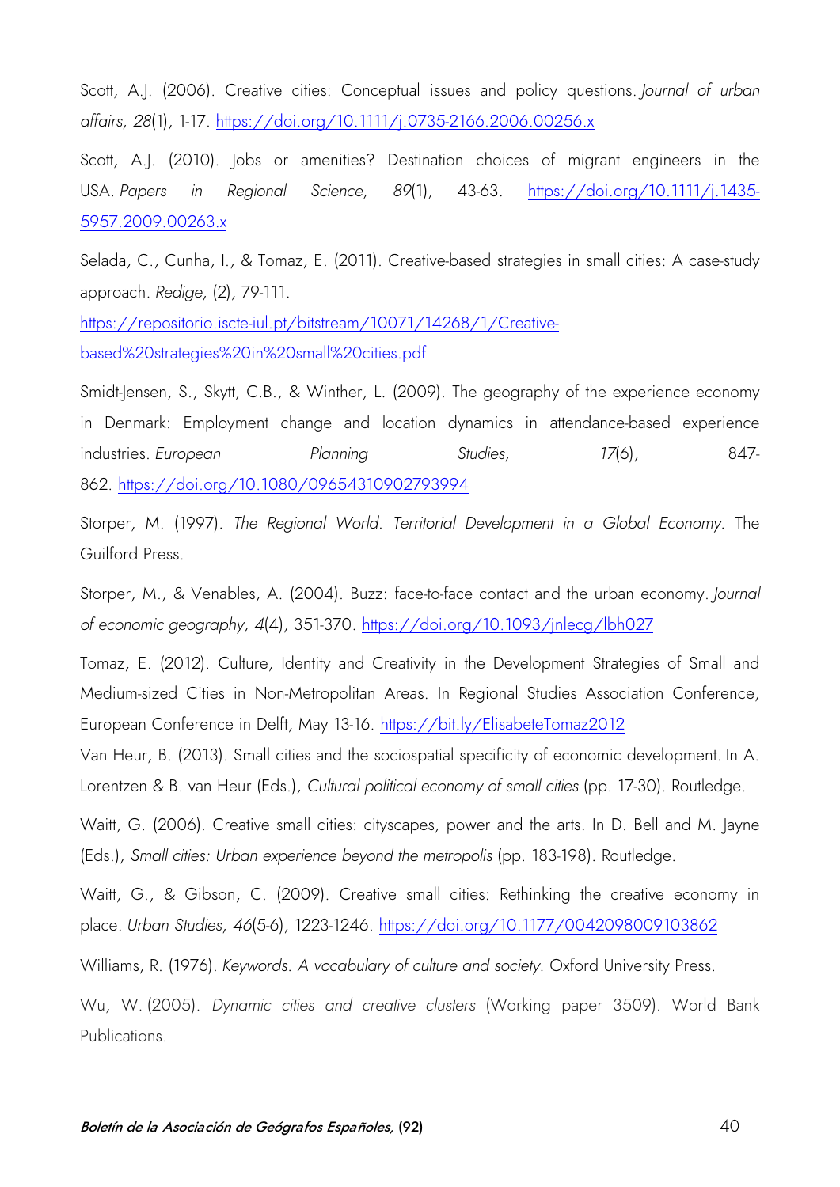Scott, A.J. (2006). Creative cities: Conceptual issues and policy questions. *Journal of urban affairs*, *28*(1), 1-17. https://doi.org/10.1111/j.0735-2166.2006.00256.x

Scott, A.J. (2010). Jobs or amenities? Destination choices of migrant engineers in the USA. *Papers in Regional Science*, *89*(1), 43-63. https://doi.org/10.1111/j.1435-5957.2009.00263.x

Selada, C., Cunha, I., & Tomaz, E. (2011). Creative-based strategies in small cities: A case-study approach. *Redige*, (2), 79-111. https://repositorio.iscte-iul.pt/bitstream/10071/14268/1/Creative-based%20strategies%20in%20small%20cities.pdf

Smidt-Jensen, S., Skytt, C.B., & Winther, L. (2009). The geography of the experience economy in Denmark: Employment change and location dynamics in attendance-based experience industries. *European Planning Studies*, *17*(6), 847-862. https://doi.org/10.1080/09654310902793994

Storper, M. (1997). *The Regional World. Territorial Development in a Global Economy.* The Guilford Press.

Storper, M., & Venables, A. (2004). Buzz: face-to-face contact and the urban economy. *Journal of economic geography*, *4*(4), 351-370. https://doi.org/10.1093/jnlecg/lbh027

Tomaz, E. (2012). Culture, Identity and Creativity in the Development Strategies of Small and Medium-sized Cities in Non-Metropolitan Areas. In Regional Studies Association Conference, European Conference in Delft, May 13-16. https://bit.ly/ElisabeteTomaz2012

Van Heur, B. (2013). Small cities and the sociospatial specificity of economic development. In A. Lorentzen & B. van Heur (Eds.), *Cultural political economy of small cities* (pp. 17-30). Routledge.

Waitt, G. (2006). Creative small cities: cityscapes, power and the arts. In D. Bell and M. Jayne (Eds.), *Small cities: Urban experience beyond the metropolis* (pp. 183-198). Routledge.

Waitt, G., & Gibson, C. (2009). Creative small cities: Rethinking the creative economy in place. *Urban Studies*, *46*(5-6), 1223-1246. https://doi.org/10.1177/0042098009103862

Williams, R. (1976). *Keywords. A vocabulary of culture and society.* Oxford University Press.

Wu, W. (2005). *Dynamic cities and creative clusters* (Working paper 3509). World Bank Publications.